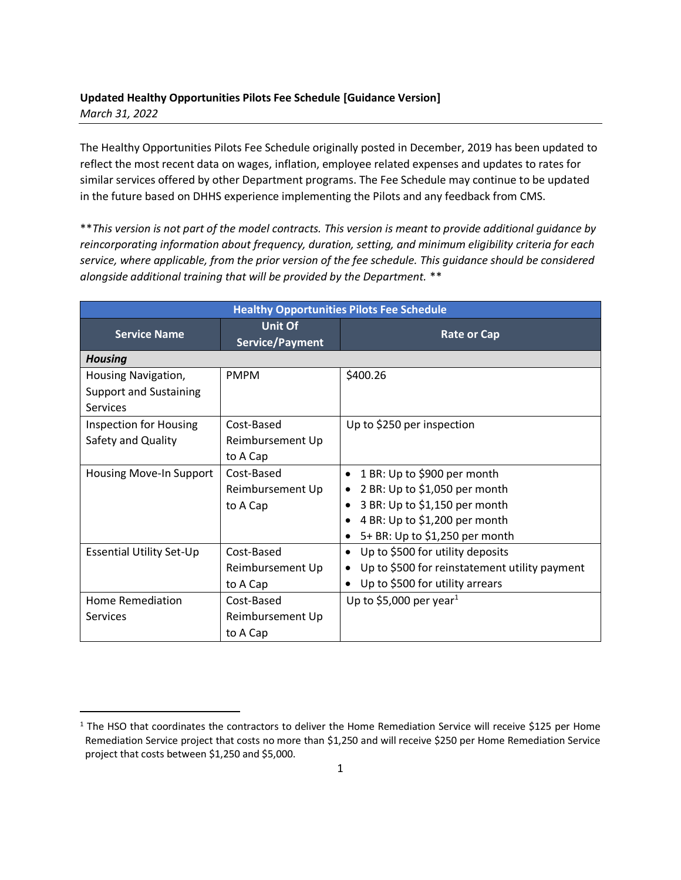**Updated Healthy Opportunities Pilots Fee Schedule [Guidance Version]**
*March 31, 2022*

The Healthy Opportunities Pilots Fee Schedule originally posted in December, 2019 has been updated to reflect the most recent data on wages, inflation, employee related expenses and updates to rates for similar services offered by other Department programs. The Fee Schedule may continue to be updated in the future based on DHHS experience implementing the Pilots and any feedback from CMS.

\*\**This version is not part of the model contracts. This version is meant to provide additional guidance by reincorporating information about frequency, duration, setting, and minimum eligibility criteria for each service, where applicable, from the prior version of the fee schedule. This guidance should be considered alongside additional training that will be provided by the Department.* \*\*

| Healthy Opportunities Pilots Fee Schedule | | |
|---|---|---|
| **Service Name** | **Unit Of Service/Payment** | **Rate or Cap** |
| ***Housing*** | | |
| Housing Navigation, Support and Sustaining Services | PMPM | $400.26 |
| Inspection for Housing Safety and Quality | Cost-Based Reimbursement Up to A Cap | Up to $250 per inspection |
| Housing Move-In Support | Cost-Based Reimbursement Up to A Cap | • 1 BR: Up to $900 per month<br>• 2 BR: Up to $1,050 per month<br>• 3 BR: Up to $1,150 per month<br>• 4 BR: Up to $1,200 per month<br>• 5+ BR: Up to $1,250 per month |
| Essential Utility Set-Up | Cost-Based Reimbursement Up to A Cap | • Up to $500 for utility deposits<br>• Up to $500 for reinstatement utility payment<br>• Up to $500 for utility arrears |
| Home Remediation Services | Cost-Based Reimbursement Up to A Cap | Up to $5,000 per year[1] |

[1] The HSO that coordinates the contractors to deliver the Home Remediation Service will receive $125 per Home Remediation Service project that costs no more than $1,250 and will receive $250 per Home Remediation Service project that costs between $1,250 and $5,000.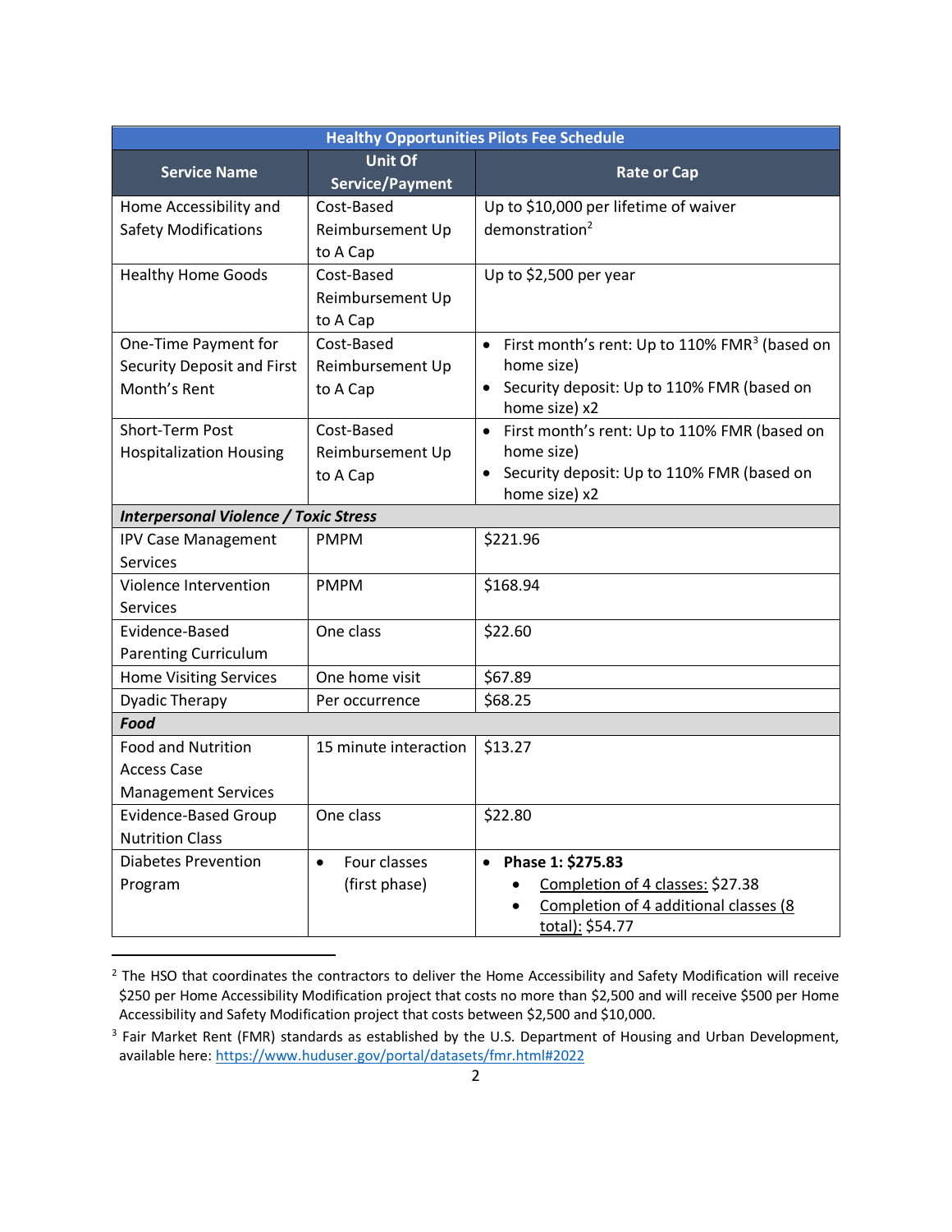| Healthy Opportunities Pilots Fee Schedule | | |
|---|---|---|
| **Service Name** | **Unit Of Service/Payment** | **Rate or Cap** |
| Home Accessibility and Safety Modifications | Cost-Based Reimbursement Up to A Cap | Up to $10,000 per lifetime of waiver demonstration[2] |
| Healthy Home Goods | Cost-Based Reimbursement Up to A Cap | Up to $2,500 per year |
| One-Time Payment for Security Deposit and First Month's Rent | Cost-Based Reimbursement Up to A Cap | • First month's rent: Up to 110% FMR[3] (based on home size)<br>• Security deposit: Up to 110% FMR (based on home size) x2 |
| Short-Term Post Hospitalization Housing | Cost-Based Reimbursement Up to A Cap | • First month's rent: Up to 110% FMR (based on home size)<br>• Security deposit: Up to 110% FMR (based on home size) x2 |
| ***Interpersonal Violence / Toxic Stress*** | | |
| IPV Case Management Services | PMPM | $221.96 |
| Violence Intervention Services | PMPM | $168.94 |
| Evidence-Based Parenting Curriculum | One class | $22.60 |
| Home Visiting Services | One home visit | $67.89 |
| Dyadic Therapy | Per occurrence | $68.25 |
| ***Food*** | | |
| Food and Nutrition Access Case Management Services | 15 minute interaction | $13.27 |
| Evidence-Based Group Nutrition Class | One class | $22.80 |
| Diabetes Prevention Program | • Four classes (first phase) | • **Phase 1: $275.83**<br>  • Completion of 4 classes: $27.38<br>  • Completion of 4 additional classes (8 total): $54.77 |

[2] The HSO that coordinates the contractors to deliver the Home Accessibility and Safety Modification will receive $250 per Home Accessibility Modification project that costs no more than $2,500 and will receive $500 per Home Accessibility and Safety Modification project that costs between $2,500 and $10,000.

[3] Fair Market Rent (FMR) standards as established by the U.S. Department of Housing and Urban Development, available here: https://www.huduser.gov/portal/datasets/fmr.html#2022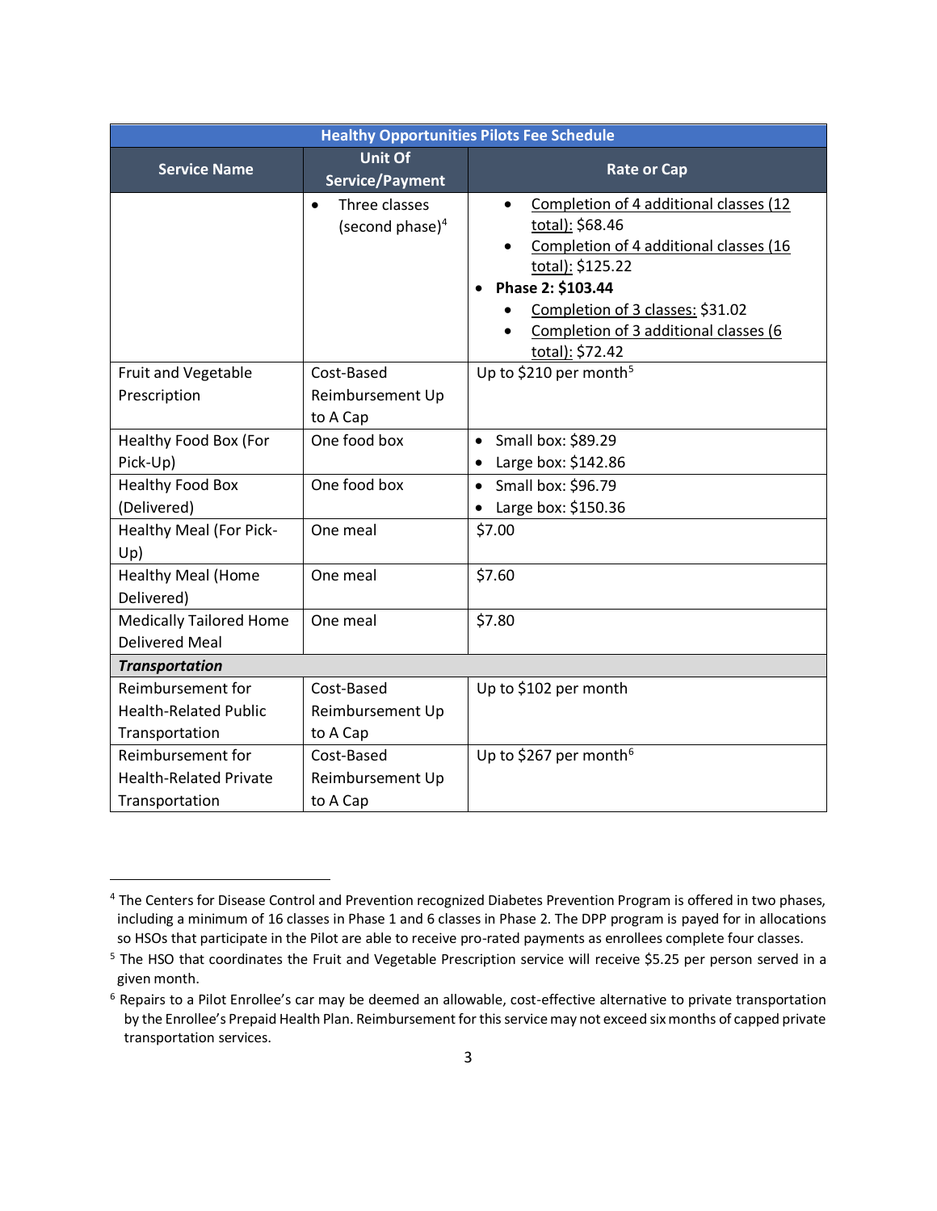| Healthy Opportunities Pilots Fee Schedule | | |
|---|---|---|
| **Service Name** | **Unit Of Service/Payment** | **Rate or Cap** |
| | • Three classes (second phase)[4] | • Completion of 4 additional classes (12 total): $68.46<br>• Completion of 4 additional classes (16 total): $125.22<br>• **Phase 2: $103.44**<br>• Completion of 3 classes: $31.02<br>• Completion of 3 additional classes (6 total): $72.42 |
| Fruit and Vegetable Prescription | Cost-Based Reimbursement Up to A Cap | Up to $210 per month[5] |
| Healthy Food Box (For Pick-Up) | One food box | • Small box: $89.29<br>• Large box: $142.86 |
| Healthy Food Box (Delivered) | One food box | • Small box: $96.79<br>• Large box: $150.36 |
| Healthy Meal (For Pick-Up) | One meal | $7.00 |
| Healthy Meal (Home Delivered) | One meal | $7.60 |
| Medically Tailored Home Delivered Meal | One meal | $7.80 |
| ***Transportation*** | | |
| Reimbursement for Health-Related Public Transportation | Cost-Based Reimbursement Up to A Cap | Up to $102 per month |
| Reimbursement for Health-Related Private Transportation | Cost-Based Reimbursement Up to A Cap | Up to $267 per month[6] |

[4] The Centers for Disease Control and Prevention recognized Diabetes Prevention Program is offered in two phases, including a minimum of 16 classes in Phase 1 and 6 classes in Phase 2. The DPP program is payed for in allocations so HSOs that participate in the Pilot are able to receive pro-rated payments as enrollees complete four classes.

[5] The HSO that coordinates the Fruit and Vegetable Prescription service will receive $5.25 per person served in a given month.

[6] Repairs to a Pilot Enrollee's car may be deemed an allowable, cost-effective alternative to private transportation by the Enrollee's Prepaid Health Plan. Reimbursement for this service may not exceed six months of capped private transportation services.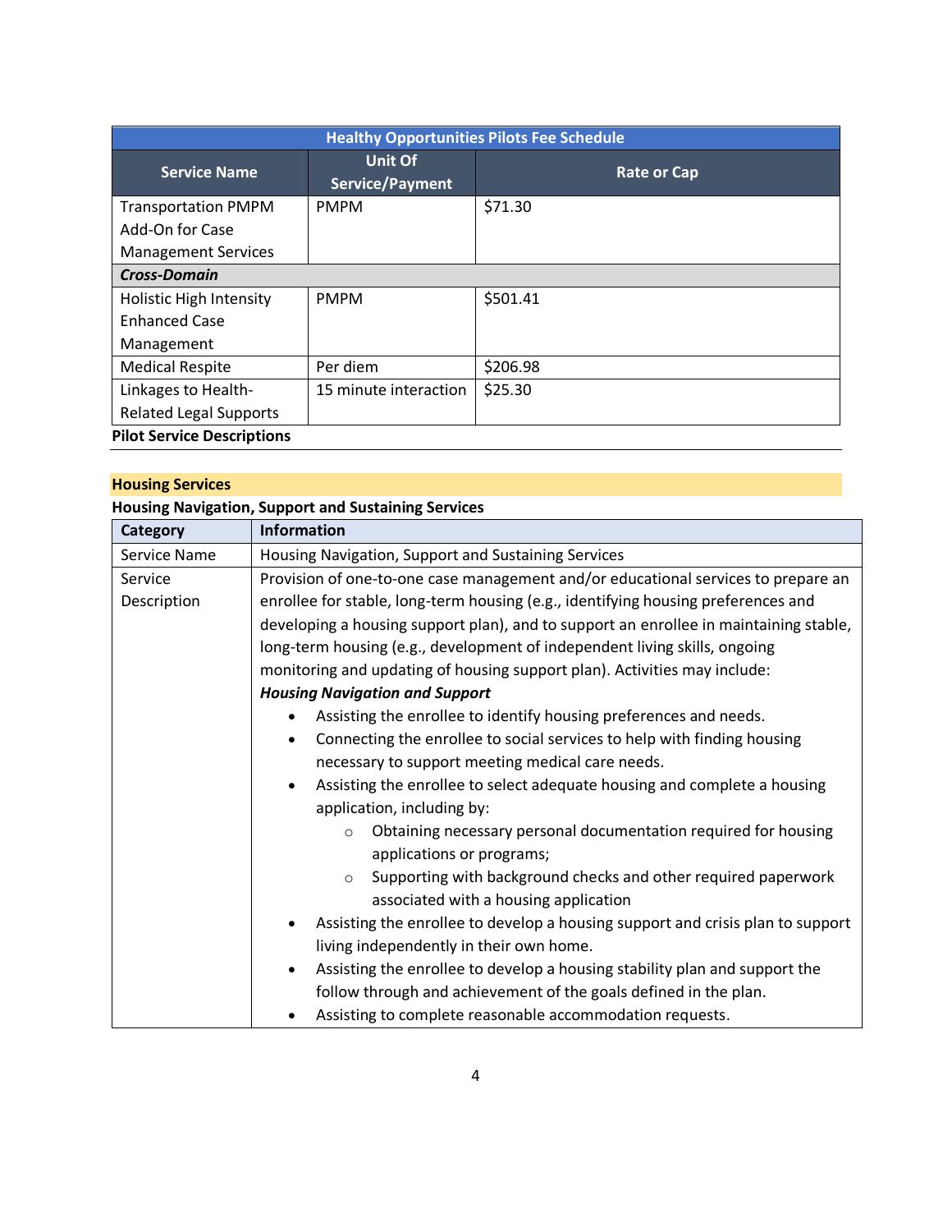| Healthy Opportunities Pilots Fee Schedule | | |
|---|---|---|
| **Service Name** | **Unit Of Service/Payment** | **Rate or Cap** |
| Transportation PMPM Add-On for Case Management Services | PMPM | $71.30 |
| ***Cross-Domain*** | | |
| Holistic High Intensity Enhanced Case Management | PMPM | $501.41 |
| Medical Respite | Per diem | $206.98 |
| Linkages to Health-Related Legal Supports | 15 minute interaction | $25.30 |

## Pilot Service Descriptions

### Housing Services

#### Housing Navigation, Support and Sustaining Services

| Category | Information |
|---|---|
| Service Name | Housing Navigation, Support and Sustaining Services |
| Service Description | Provision of one-to-one case management and/or educational services to prepare an enrollee for stable, long-term housing (e.g., identifying housing preferences and developing a housing support plan), and to support an enrollee in maintaining stable, long-term housing (e.g., development of independent living skills, ongoing monitoring and updating of housing support plan). Activities may include:<br>***Housing Navigation and Support***<br>• Assisting the enrollee to identify housing preferences and needs.<br>• Connecting the enrollee to social services to help with finding housing necessary to support meeting medical care needs.<br>• Assisting the enrollee to select adequate housing and complete a housing application, including by:<br>&nbsp;&nbsp;&nbsp;&nbsp;○ Obtaining necessary personal documentation required for housing applications or programs;<br>&nbsp;&nbsp;&nbsp;&nbsp;○ Supporting with background checks and other required paperwork associated with a housing application<br>• Assisting the enrollee to develop a housing support and crisis plan to support living independently in their own home.<br>• Assisting the enrollee to develop a housing stability plan and support the follow through and achievement of the goals defined in the plan.<br>• Assisting to complete reasonable accommodation requests. |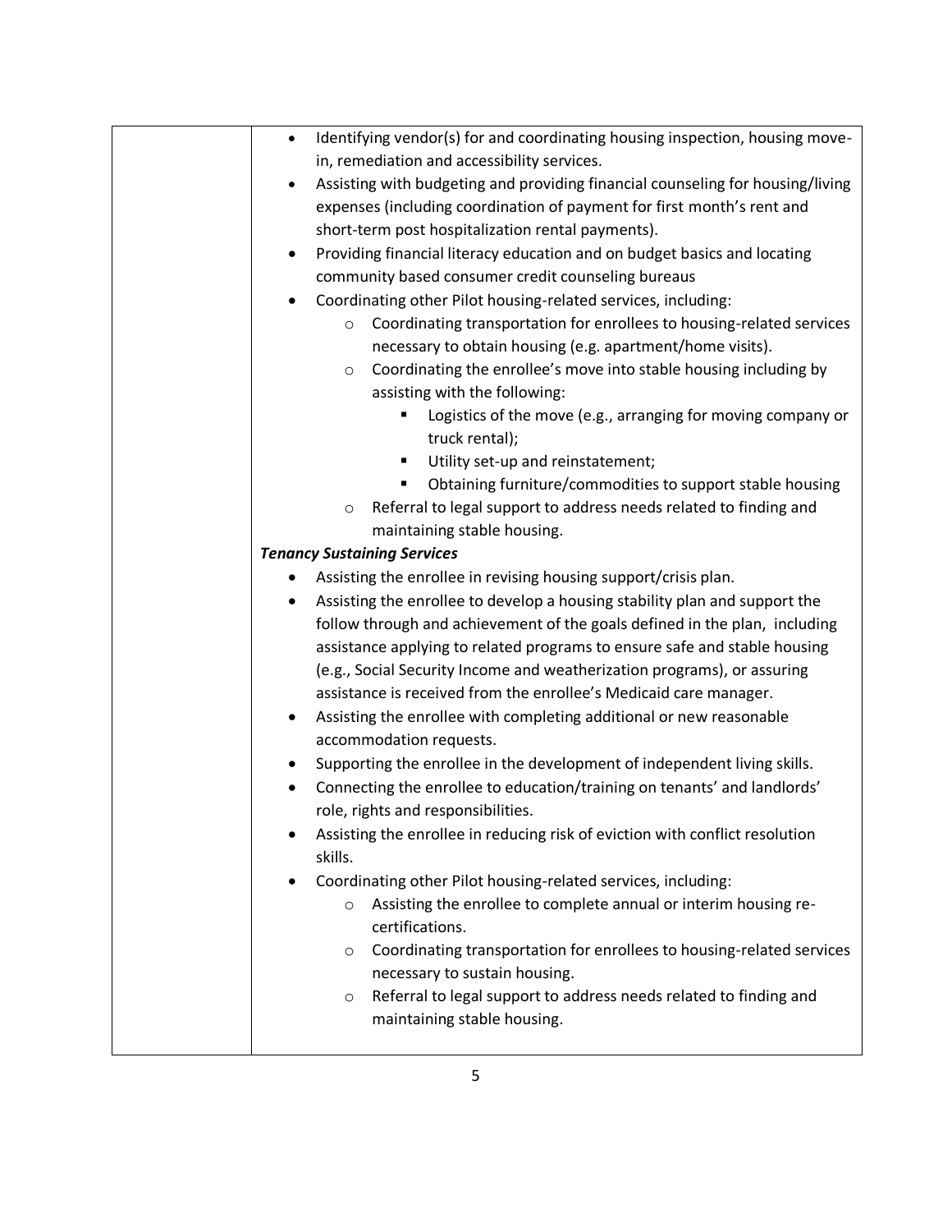| | • Identifying vendor(s) for and coordinating housing inspection, housing move-in, remediation and accessibility services.<br>• Assisting with budgeting and providing financial counseling for housing/living expenses (including coordination of payment for first month's rent and short-term post hospitalization rental payments).<br>• Providing financial literacy education and on budget basics and locating community based consumer credit counseling bureaus<br>• Coordinating other Pilot housing-related services, including:<br>&nbsp;&nbsp;&nbsp;&nbsp;○ Coordinating transportation for enrollees to housing-related services necessary to obtain housing (e.g. apartment/home visits).<br>&nbsp;&nbsp;&nbsp;&nbsp;○ Coordinating the enrollee's move into stable housing including by assisting with the following:<br>&nbsp;&nbsp;&nbsp;&nbsp;&nbsp;&nbsp;&nbsp;&nbsp;▪ Logistics of the move (e.g., arranging for moving company or truck rental);<br>&nbsp;&nbsp;&nbsp;&nbsp;&nbsp;&nbsp;&nbsp;&nbsp;▪ Utility set-up and reinstatement;<br>&nbsp;&nbsp;&nbsp;&nbsp;&nbsp;&nbsp;&nbsp;&nbsp;▪ Obtaining furniture/commodities to support stable housing<br>&nbsp;&nbsp;&nbsp;&nbsp;○ Referral to legal support to address needs related to finding and maintaining stable housing.<br>***Tenancy Sustaining Services***<br>• Assisting the enrollee in revising housing support/crisis plan.<br>• Assisting the enrollee to develop a housing stability plan and support the follow through and achievement of the goals defined in the plan, including assistance applying to related programs to ensure safe and stable housing (e.g., Social Security Income and weatherization programs), or assuring assistance is received from the enrollee's Medicaid care manager.<br>• Assisting the enrollee with completing additional or new reasonable accommodation requests.<br>• Supporting the enrollee in the development of independent living skills.<br>• Connecting the enrollee to education/training on tenants' and landlords' role, rights and responsibilities.<br>• Assisting the enrollee in reducing risk of eviction with conflict resolution skills.<br>• Coordinating other Pilot housing-related services, including:<br>&nbsp;&nbsp;&nbsp;&nbsp;○ Assisting the enrollee to complete annual or interim housing re-certifications.<br>&nbsp;&nbsp;&nbsp;&nbsp;○ Coordinating transportation for enrollees to housing-related services necessary to sustain housing.<br>&nbsp;&nbsp;&nbsp;&nbsp;○ Referral to legal support to address needs related to finding and maintaining stable housing. |
|---|---|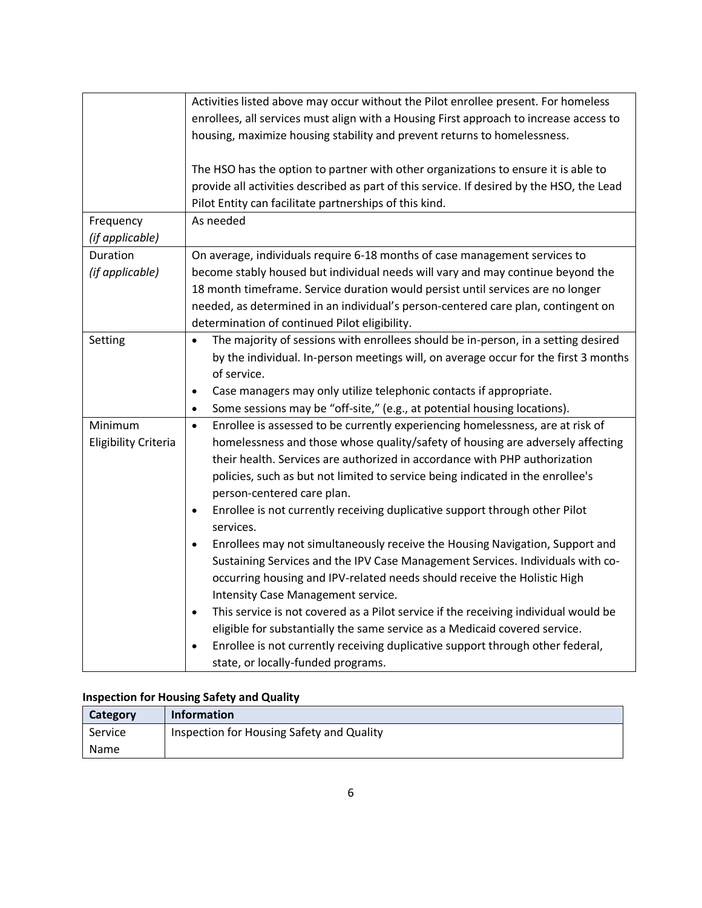| | |
|---|---|
| | Activities listed above may occur without the Pilot enrollee present. For homeless enrollees, all services must align with a Housing First approach to increase access to housing, maximize housing stability and prevent returns to homelessness.<br><br>The HSO has the option to partner with other organizations to ensure it is able to provide all activities described as part of this service. If desired by the HSO, the Lead Pilot Entity can facilitate partnerships of this kind. |
| Frequency *(if applicable)* | As needed |
| Duration *(if applicable)* | On average, individuals require 6-18 months of case management services to become stably housed but individual needs will vary and may continue beyond the 18 month timeframe. Service duration would persist until services are no longer needed, as determined in an individual's person-centered care plan, contingent on determination of continued Pilot eligibility. |
| Setting | • The majority of sessions with enrollees should be in-person, in a setting desired by the individual. In-person meetings will, on average occur for the first 3 months of service.<br>• Case managers may only utilize telephonic contacts if appropriate.<br>• Some sessions may be "off-site," (e.g., at potential housing locations). |
| Minimum Eligibility Criteria | • Enrollee is assessed to be currently experiencing homelessness, are at risk of homelessness and those whose quality/safety of housing are adversely affecting their health. Services are authorized in accordance with PHP authorization policies, such as but not limited to service being indicated in the enrollee's person-centered care plan.<br>• Enrollee is not currently receiving duplicative support through other Pilot services.<br>• Enrollees may not simultaneously receive the Housing Navigation, Support and Sustaining Services and the IPV Case Management Services. Individuals with co-occurring housing and IPV-related needs should receive the Holistic High Intensity Case Management service.<br>• This service is not covered as a Pilot service if the receiving individual would be eligible for substantially the same service as a Medicaid covered service.<br>• Enrollee is not currently receiving duplicative support through other federal, state, or locally-funded programs. |

**Inspection for Housing Safety and Quality**

| Category | Information |
|---|---|
| Service Name | Inspection for Housing Safety and Quality |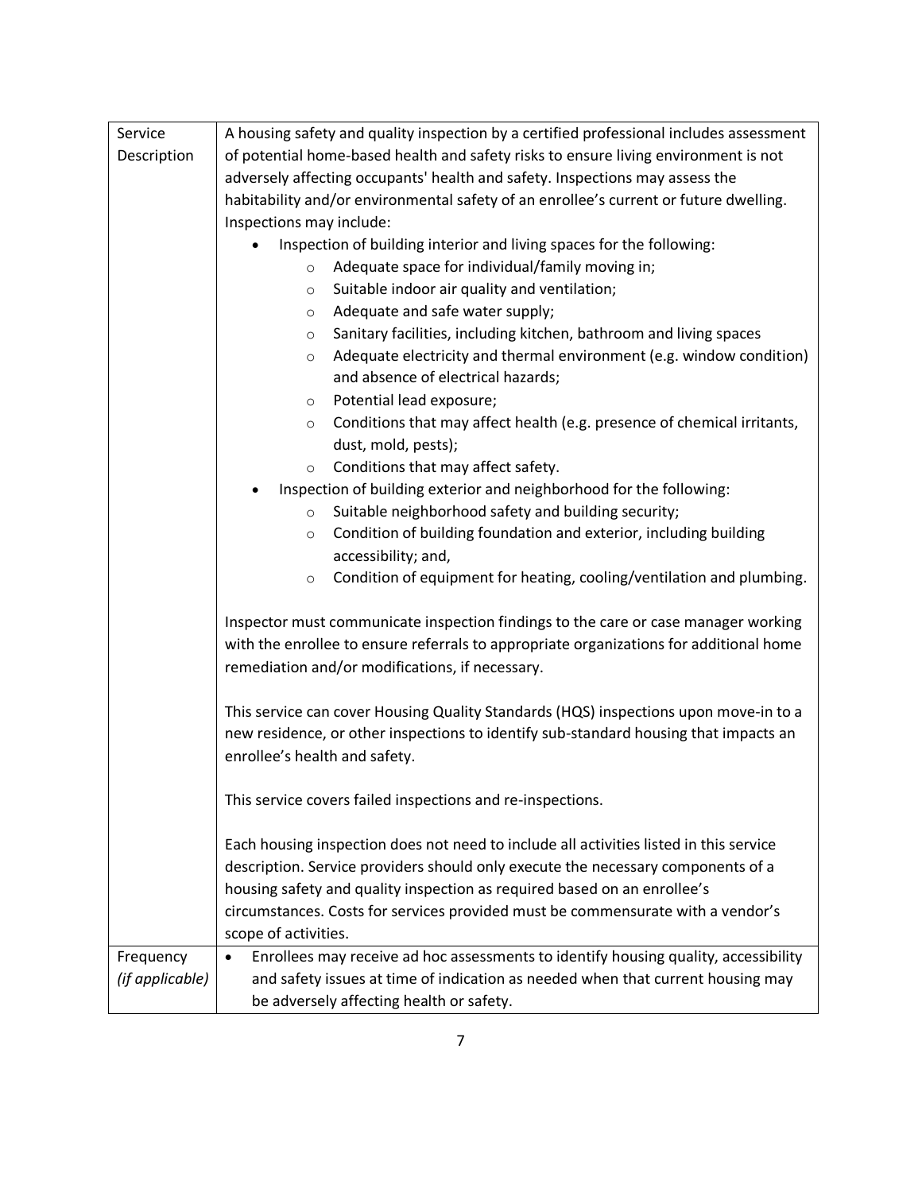| Service Description | A housing safety and quality inspection by a certified professional includes assessment of potential home-based health and safety risks to ensure living environment is not adversely affecting occupants' health and safety. Inspections may assess the habitability and/or environmental safety of an enrollee's current or future dwelling. Inspections may include:<br>• Inspection of building interior and living spaces for the following:<br>  ○ Adequate space for individual/family moving in;<br>  ○ Suitable indoor air quality and ventilation;<br>  ○ Adequate and safe water supply;<br>  ○ Sanitary facilities, including kitchen, bathroom and living spaces<br>  ○ Adequate electricity and thermal environment (e.g. window condition) and absence of electrical hazards;<br>  ○ Potential lead exposure;<br>  ○ Conditions that may affect health (e.g. presence of chemical irritants, dust, mold, pests);<br>  ○ Conditions that may affect safety.<br>• Inspection of building exterior and neighborhood for the following:<br>  ○ Suitable neighborhood safety and building security;<br>  ○ Condition of building foundation and exterior, including building accessibility; and,<br>  ○ Condition of equipment for heating, cooling/ventilation and plumbing.<br><br>Inspector must communicate inspection findings to the care or case manager working with the enrollee to ensure referrals to appropriate organizations for additional home remediation and/or modifications, if necessary.<br><br>This service can cover Housing Quality Standards (HQS) inspections upon move-in to a new residence, or other inspections to identify sub-standard housing that impacts an enrollee's health and safety.<br><br>This service covers failed inspections and re-inspections.<br><br>Each housing inspection does not need to include all activities listed in this service description. Service providers should only execute the necessary components of a housing safety and quality inspection as required based on an enrollee's circumstances. Costs for services provided must be commensurate with a vendor's scope of activities. |
|---|---|
| Frequency *(if applicable)* | • Enrollees may receive ad hoc assessments to identify housing quality, accessibility and safety issues at time of indication as needed when that current housing may be adversely affecting health or safety. |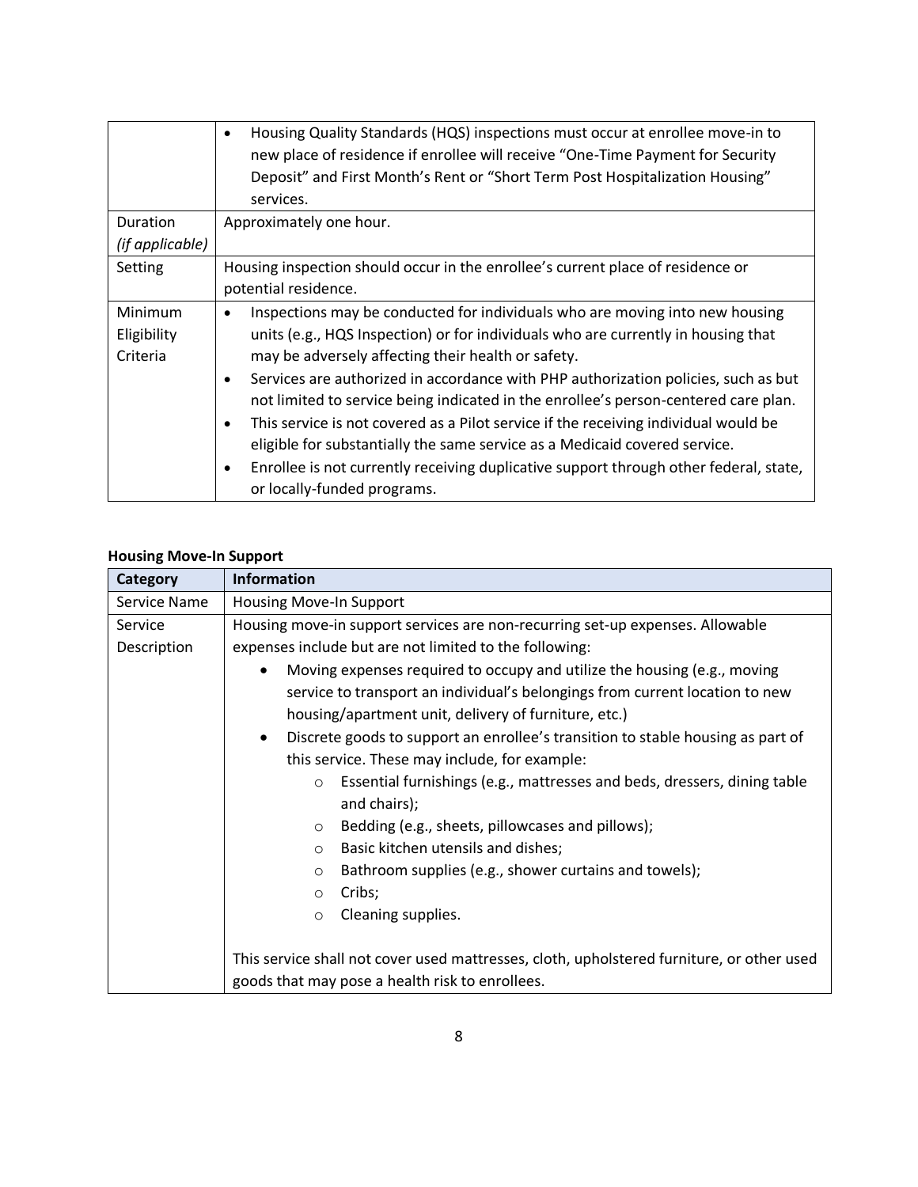| | |
|---|---|
| | • Housing Quality Standards (HQS) inspections must occur at enrollee move-in to new place of residence if enrollee will receive "One-Time Payment for Security Deposit" and First Month's Rent or "Short Term Post Hospitalization Housing" services. |
| Duration *(if applicable)* | Approximately one hour. |
| Setting | Housing inspection should occur in the enrollee's current place of residence or potential residence. |
| Minimum Eligibility Criteria | • Inspections may be conducted for individuals who are moving into new housing units (e.g., HQS Inspection) or for individuals who are currently in housing that may be adversely affecting their health or safety.<br>• Services are authorized in accordance with PHP authorization policies, such as but not limited to service being indicated in the enrollee's person-centered care plan.<br>• This service is not covered as a Pilot service if the receiving individual would be eligible for substantially the same service as a Medicaid covered service.<br>• Enrollee is not currently receiving duplicative support through other federal, state, or locally-funded programs. |

**Housing Move-In Support**

| Category | Information |
|---|---|
| Service Name | Housing Move-In Support |
| Service Description | Housing move-in support services are non-recurring set-up expenses. Allowable expenses include but are not limited to the following:<br>• Moving expenses required to occupy and utilize the housing (e.g., moving service to transport an individual's belongings from current location to new housing/apartment unit, delivery of furniture, etc.)<br>• Discrete goods to support an enrollee's transition to stable housing as part of this service. These may include, for example:<br>○ Essential furnishings (e.g., mattresses and beds, dressers, dining table and chairs);<br>○ Bedding (e.g., sheets, pillowcases and pillows);<br>○ Basic kitchen utensils and dishes;<br>○ Bathroom supplies (e.g., shower curtains and towels);<br>○ Cribs;<br>○ Cleaning supplies.<br><br>This service shall not cover used mattresses, cloth, upholstered furniture, or other used goods that may pose a health risk to enrollees. |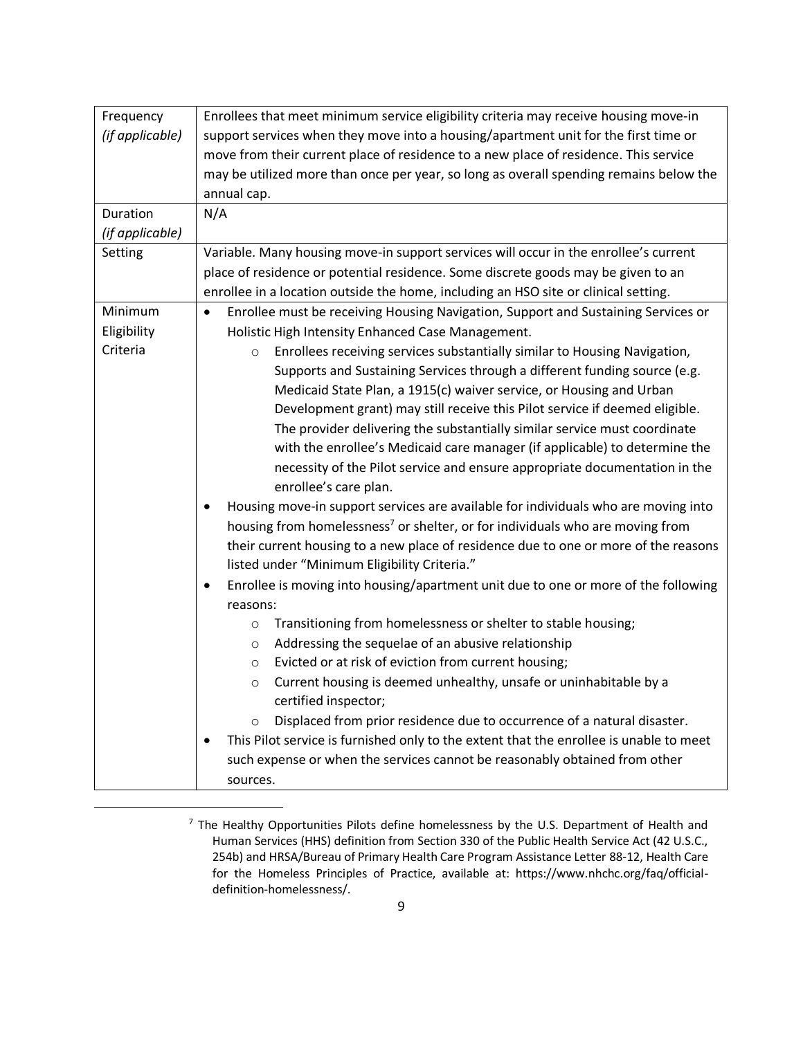| Frequency *(if applicable)* | Enrollees that meet minimum service eligibility criteria may receive housing move-in support services when they move into a housing/apartment unit for the first time or move from their current place of residence to a new place of residence. This service may be utilized more than once per year, so long as overall spending remains below the annual cap. |
|---|---|
| Duration *(if applicable)* | N/A |
| Setting | Variable. Many housing move-in support services will occur in the enrollee's current place of residence or potential residence. Some discrete goods may be given to an enrollee in a location outside the home, including an HSO site or clinical setting. |
| Minimum Eligibility Criteria | • Enrollee must be receiving Housing Navigation, Support and Sustaining Services or Holistic High Intensity Enhanced Case Management.<br>  ○ Enrollees receiving services substantially similar to Housing Navigation, Supports and Sustaining Services through a different funding source (e.g. Medicaid State Plan, a 1915(c) waiver service, or Housing and Urban Development grant) may still receive this Pilot service if deemed eligible. The provider delivering the substantially similar service must coordinate with the enrollee's Medicaid care manager (if applicable) to determine the necessity of the Pilot service and ensure appropriate documentation in the enrollee's care plan.<br>• Housing move-in support services are available for individuals who are moving into housing from homelessness[7] or shelter, or for individuals who are moving from their current housing to a new place of residence due to one or more of the reasons listed under "Minimum Eligibility Criteria."<br>• Enrollee is moving into housing/apartment unit due to one or more of the following reasons:<br>  ○ Transitioning from homelessness or shelter to stable housing;<br>  ○ Addressing the sequelae of an abusive relationship<br>  ○ Evicted or at risk of eviction from current housing;<br>  ○ Current housing is deemed unhealthy, unsafe or uninhabitable by a certified inspector;<br>  ○ Displaced from prior residence due to occurrence of a natural disaster.<br>• This Pilot service is furnished only to the extent that the enrollee is unable to meet such expense or when the services cannot be reasonably obtained from other sources. |

[7] The Healthy Opportunities Pilots define homelessness by the U.S. Department of Health and Human Services (HHS) definition from Section 330 of the Public Health Service Act (42 U.S.C., 254b) and HRSA/Bureau of Primary Health Care Program Assistance Letter 88-12, Health Care for the Homeless Principles of Practice, available at: https://www.nhchc.org/faq/official-definition-homelessness/.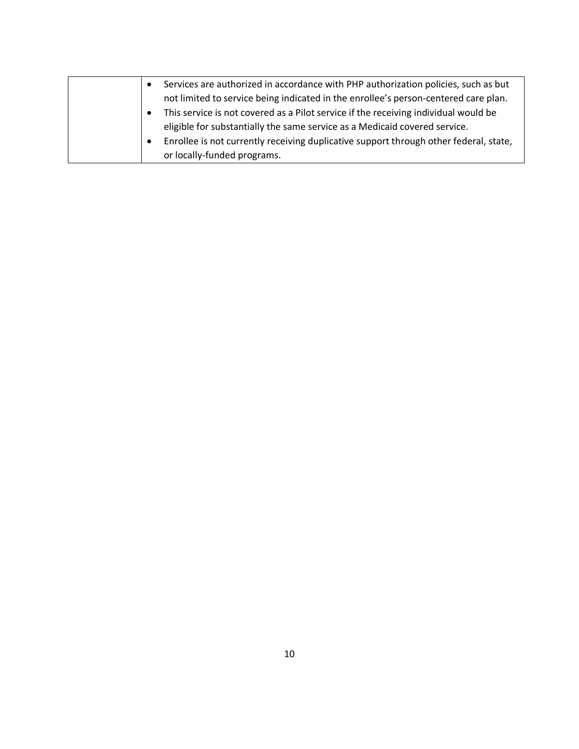| | |
|---|---|
| | • Services are authorized in accordance with PHP authorization policies, such as but not limited to service being indicated in the enrollee's person-centered care plan.<br>• This service is not covered as a Pilot service if the receiving individual would be eligible for substantially the same service as a Medicaid covered service.<br>• Enrollee is not currently receiving duplicative support through other federal, state, or locally-funded programs. |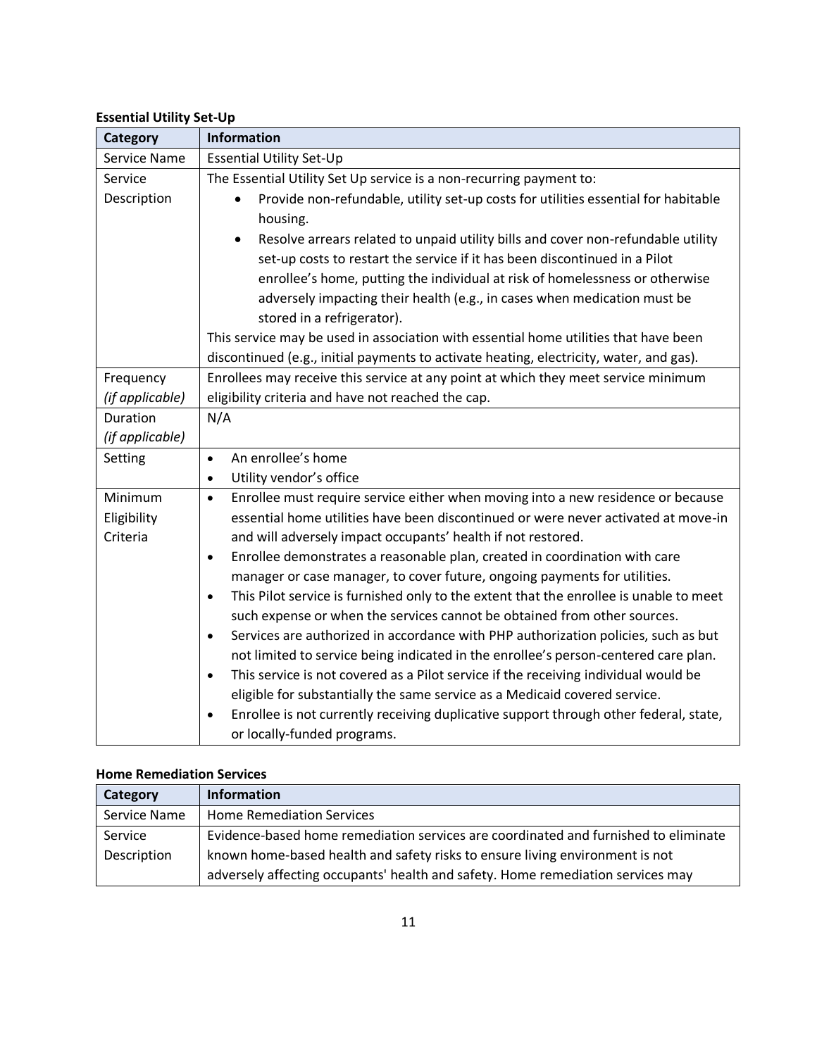**Essential Utility Set-Up**

| Category | Information |
|---|---|
| Service Name | Essential Utility Set-Up |
| Service Description | The Essential Utility Set Up service is a non-recurring payment to:<br>• Provide non-refundable, utility set-up costs for utilities essential for habitable housing.<br>• Resolve arrears related to unpaid utility bills and cover non-refundable utility set-up costs to restart the service if it has been discontinued in a Pilot enrollee's home, putting the individual at risk of homelessness or otherwise adversely impacting their health (e.g., in cases when medication must be stored in a refrigerator).<br>This service may be used in association with essential home utilities that have been discontinued (e.g., initial payments to activate heating, electricity, water, and gas). |
| Frequency *(if applicable)* | Enrollees may receive this service at any point at which they meet service minimum eligibility criteria and have not reached the cap. |
| Duration *(if applicable)* | N/A |
| Setting | • An enrollee's home<br>• Utility vendor's office |
| Minimum Eligibility Criteria | • Enrollee must require service either when moving into a new residence or because essential home utilities have been discontinued or were never activated at move-in and will adversely impact occupants' health if not restored.<br>• Enrollee demonstrates a reasonable plan, created in coordination with care manager or case manager, to cover future, ongoing payments for utilities.<br>• This Pilot service is furnished only to the extent that the enrollee is unable to meet such expense or when the services cannot be obtained from other sources.<br>• Services are authorized in accordance with PHP authorization policies, such as but not limited to service being indicated in the enrollee's person-centered care plan.<br>• This service is not covered as a Pilot service if the receiving individual would be eligible for substantially the same service as a Medicaid covered service.<br>• Enrollee is not currently receiving duplicative support through other federal, state, or locally-funded programs. |

**Home Remediation Services**

| Category | Information |
|---|---|
| Service Name | Home Remediation Services |
| Service Description | Evidence-based home remediation services are coordinated and furnished to eliminate known home-based health and safety risks to ensure living environment is not adversely affecting occupants' health and safety. Home remediation services may |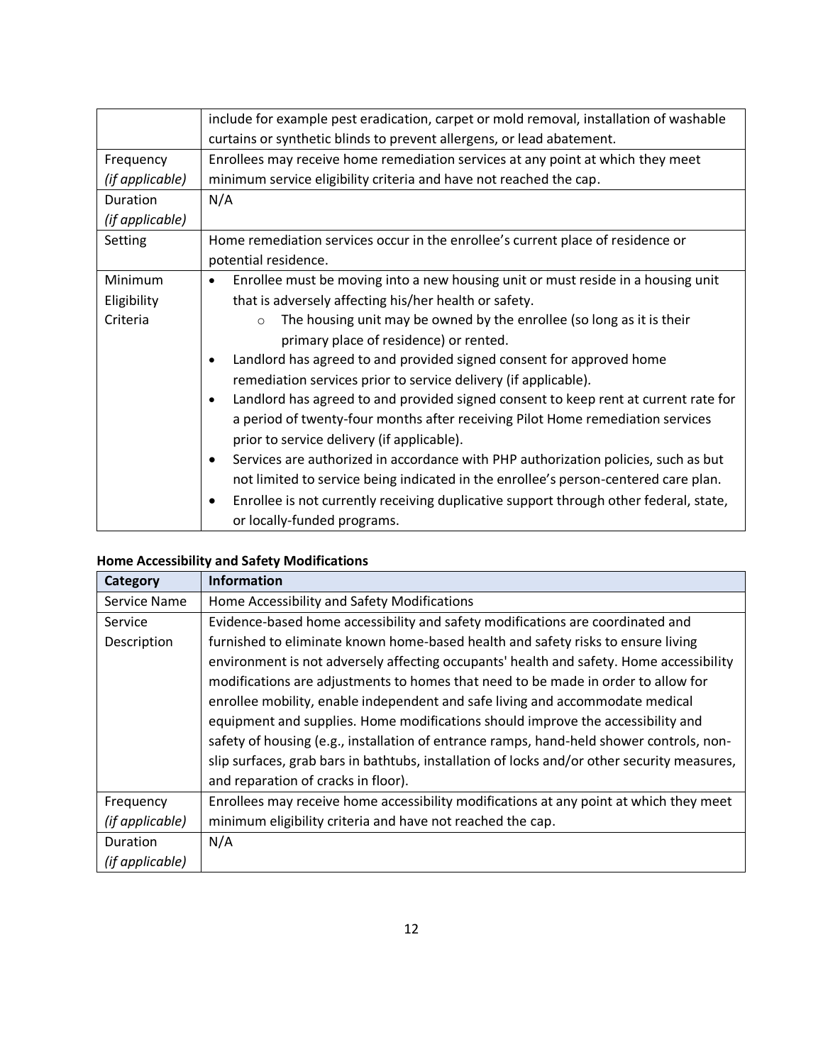| | |
|---|---|
| | include for example pest eradication, carpet or mold removal, installation of washable curtains or synthetic blinds to prevent allergens, or lead abatement. |
| Frequency *(if applicable)* | Enrollees may receive home remediation services at any point at which they meet minimum service eligibility criteria and have not reached the cap. |
| Duration *(if applicable)* | N/A |
| Setting | Home remediation services occur in the enrollee's current place of residence or potential residence. |
| Minimum Eligibility Criteria | • Enrollee must be moving into a new housing unit or must reside in a housing unit that is adversely affecting his/her health or safety.<br>  ○ The housing unit may be owned by the enrollee (so long as it is their primary place of residence) or rented.<br>• Landlord has agreed to and provided signed consent for approved home remediation services prior to service delivery (if applicable).<br>• Landlord has agreed to and provided signed consent to keep rent at current rate for a period of twenty-four months after receiving Pilot Home remediation services prior to service delivery (if applicable).<br>• Services are authorized in accordance with PHP authorization policies, such as but not limited to service being indicated in the enrollee's person-centered care plan.<br>• Enrollee is not currently receiving duplicative support through other federal, state, or locally-funded programs. |

**Home Accessibility and Safety Modifications**

| Category | Information |
|---|---|
| Service Name | Home Accessibility and Safety Modifications |
| Service Description | Evidence-based home accessibility and safety modifications are coordinated and furnished to eliminate known home-based health and safety risks to ensure living environment is not adversely affecting occupants' health and safety. Home accessibility modifications are adjustments to homes that need to be made in order to allow for enrollee mobility, enable independent and safe living and accommodate medical equipment and supplies. Home modifications should improve the accessibility and safety of housing (e.g., installation of entrance ramps, hand-held shower controls, non-slip surfaces, grab bars in bathtubs, installation of locks and/or other security measures, and reparation of cracks in floor). |
| Frequency *(if applicable)* | Enrollees may receive home accessibility modifications at any point at which they meet minimum eligibility criteria and have not reached the cap. |
| Duration *(if applicable)* | N/A |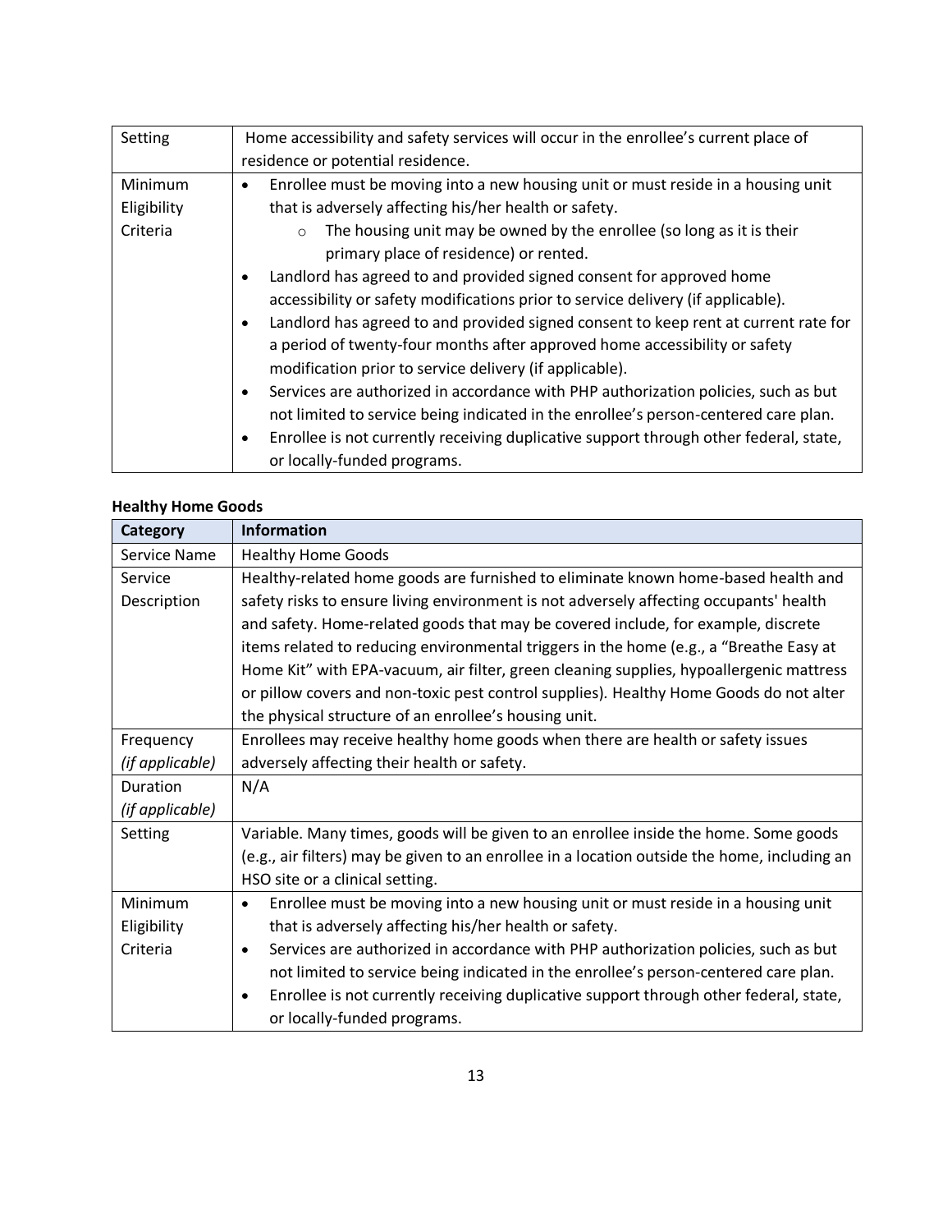| | |
|---|---|
| Setting | Home accessibility and safety services will occur in the enrollee's current place of residence or potential residence. |
| Minimum Eligibility Criteria | • Enrollee must be moving into a new housing unit or must reside in a housing unit that is adversely affecting his/her health or safety.<br>  ○ The housing unit may be owned by the enrollee (so long as it is their primary place of residence) or rented.<br>• Landlord has agreed to and provided signed consent for approved home accessibility or safety modifications prior to service delivery (if applicable).<br>• Landlord has agreed to and provided signed consent to keep rent at current rate for a period of twenty-four months after approved home accessibility or safety modification prior to service delivery (if applicable).<br>• Services are authorized in accordance with PHP authorization policies, such as but not limited to service being indicated in the enrollee's person-centered care plan.<br>• Enrollee is not currently receiving duplicative support through other federal, state, or locally-funded programs. |

**Healthy Home Goods**

| Category | Information |
|---|---|
| Service Name | Healthy Home Goods |
| Service Description | Healthy-related home goods are furnished to eliminate known home-based health and safety risks to ensure living environment is not adversely affecting occupants' health and safety. Home-related goods that may be covered include, for example, discrete items related to reducing environmental triggers in the home (e.g., a "Breathe Easy at Home Kit" with EPA-vacuum, air filter, green cleaning supplies, hypoallergenic mattress or pillow covers and non-toxic pest control supplies). Healthy Home Goods do not alter the physical structure of an enrollee's housing unit. |
| Frequency *(if applicable)* | Enrollees may receive healthy home goods when there are health or safety issues adversely affecting their health or safety. |
| Duration *(if applicable)* | N/A |
| Setting | Variable. Many times, goods will be given to an enrollee inside the home. Some goods (e.g., air filters) may be given to an enrollee in a location outside the home, including an HSO site or a clinical setting. |
| Minimum Eligibility Criteria | • Enrollee must be moving into a new housing unit or must reside in a housing unit that is adversely affecting his/her health or safety.<br>• Services are authorized in accordance with PHP authorization policies, such as but not limited to service being indicated in the enrollee's person-centered care plan.<br>• Enrollee is not currently receiving duplicative support through other federal, state, or locally-funded programs. |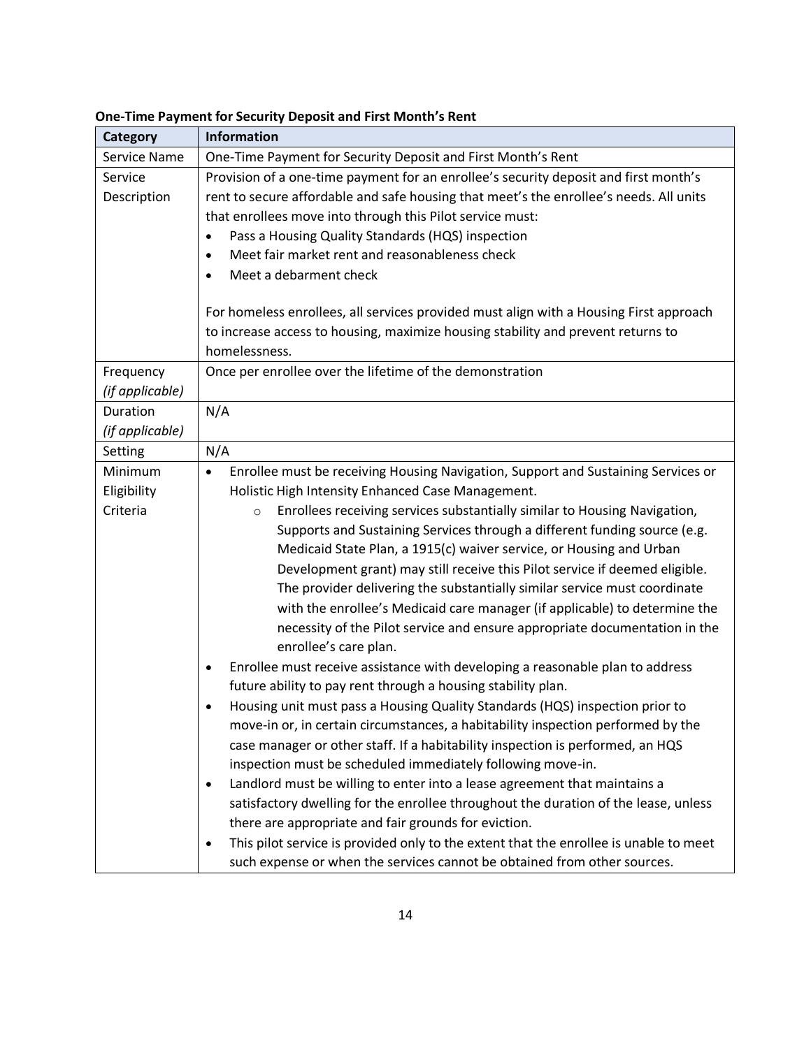**One-Time Payment for Security Deposit and First Month's Rent**

| Category | Information |
|---|---|
| Service Name | One-Time Payment for Security Deposit and First Month's Rent |
| Service Description | Provision of a one-time payment for an enrollee's security deposit and first month's rent to secure affordable and safe housing that meet's the enrollee's needs. All units that enrollees move into through this Pilot service must:<br>• Pass a Housing Quality Standards (HQS) inspection<br>• Meet fair market rent and reasonableness check<br>• Meet a debarment check<br><br>For homeless enrollees, all services provided must align with a Housing First approach to increase access to housing, maximize housing stability and prevent returns to homelessness. |
| Frequency *(if applicable)* | Once per enrollee over the lifetime of the demonstration |
| Duration *(if applicable)* | N/A |
| Setting | N/A |
| Minimum Eligibility Criteria | • Enrollee must be receiving Housing Navigation, Support and Sustaining Services or Holistic High Intensity Enhanced Case Management.<br>  ◦ Enrollees receiving services substantially similar to Housing Navigation, Supports and Sustaining Services through a different funding source (e.g. Medicaid State Plan, a 1915(c) waiver service, or Housing and Urban Development grant) may still receive this Pilot service if deemed eligible. The provider delivering the substantially similar service must coordinate with the enrollee's Medicaid care manager (if applicable) to determine the necessity of the Pilot service and ensure appropriate documentation in the enrollee's care plan.<br>• Enrollee must receive assistance with developing a reasonable plan to address future ability to pay rent through a housing stability plan.<br>• Housing unit must pass a Housing Quality Standards (HQS) inspection prior to move-in or, in certain circumstances, a habitability inspection performed by the case manager or other staff. If a habitability inspection is performed, an HQS inspection must be scheduled immediately following move-in.<br>• Landlord must be willing to enter into a lease agreement that maintains a satisfactory dwelling for the enrollee throughout the duration of the lease, unless there are appropriate and fair grounds for eviction.<br>• This pilot service is provided only to the extent that the enrollee is unable to meet such expense or when the services cannot be obtained from other sources. |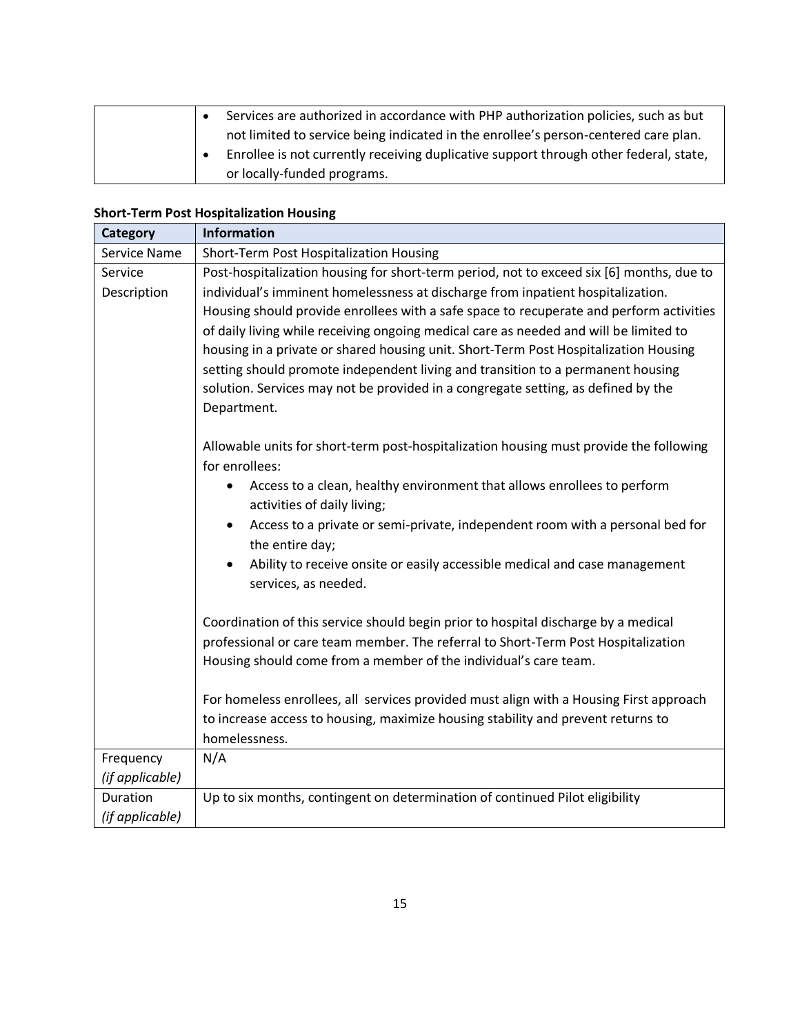| | |
|---|---|
| | • Services are authorized in accordance with PHP authorization policies, such as but not limited to service being indicated in the enrollee's person-centered care plan.<br>• Enrollee is not currently receiving duplicative support through other federal, state, or locally-funded programs. |

**Short-Term Post Hospitalization Housing**

| Category | Information |
|---|---|
| Service Name | Short-Term Post Hospitalization Housing |
| Service Description | Post-hospitalization housing for short-term period, not to exceed six [6] months, due to individual's imminent homelessness at discharge from inpatient hospitalization. Housing should provide enrollees with a safe space to recuperate and perform activities of daily living while receiving ongoing medical care as needed and will be limited to housing in a private or shared housing unit. Short-Term Post Hospitalization Housing setting should promote independent living and transition to a permanent housing solution. Services may not be provided in a congregate setting, as defined by the Department.<br><br>Allowable units for short-term post-hospitalization housing must provide the following for enrollees:<br>• Access to a clean, healthy environment that allows enrollees to perform activities of daily living;<br>• Access to a private or semi-private, independent room with a personal bed for the entire day;<br>• Ability to receive onsite or easily accessible medical and case management services, as needed.<br><br>Coordination of this service should begin prior to hospital discharge by a medical professional or care team member. The referral to Short-Term Post Hospitalization Housing should come from a member of the individual's care team.<br><br>For homeless enrollees, all services provided must align with a Housing First approach to increase access to housing, maximize housing stability and prevent returns to homelessness. |
| Frequency *(if applicable)* | N/A |
| Duration *(if applicable)* | Up to six months, contingent on determination of continued Pilot eligibility |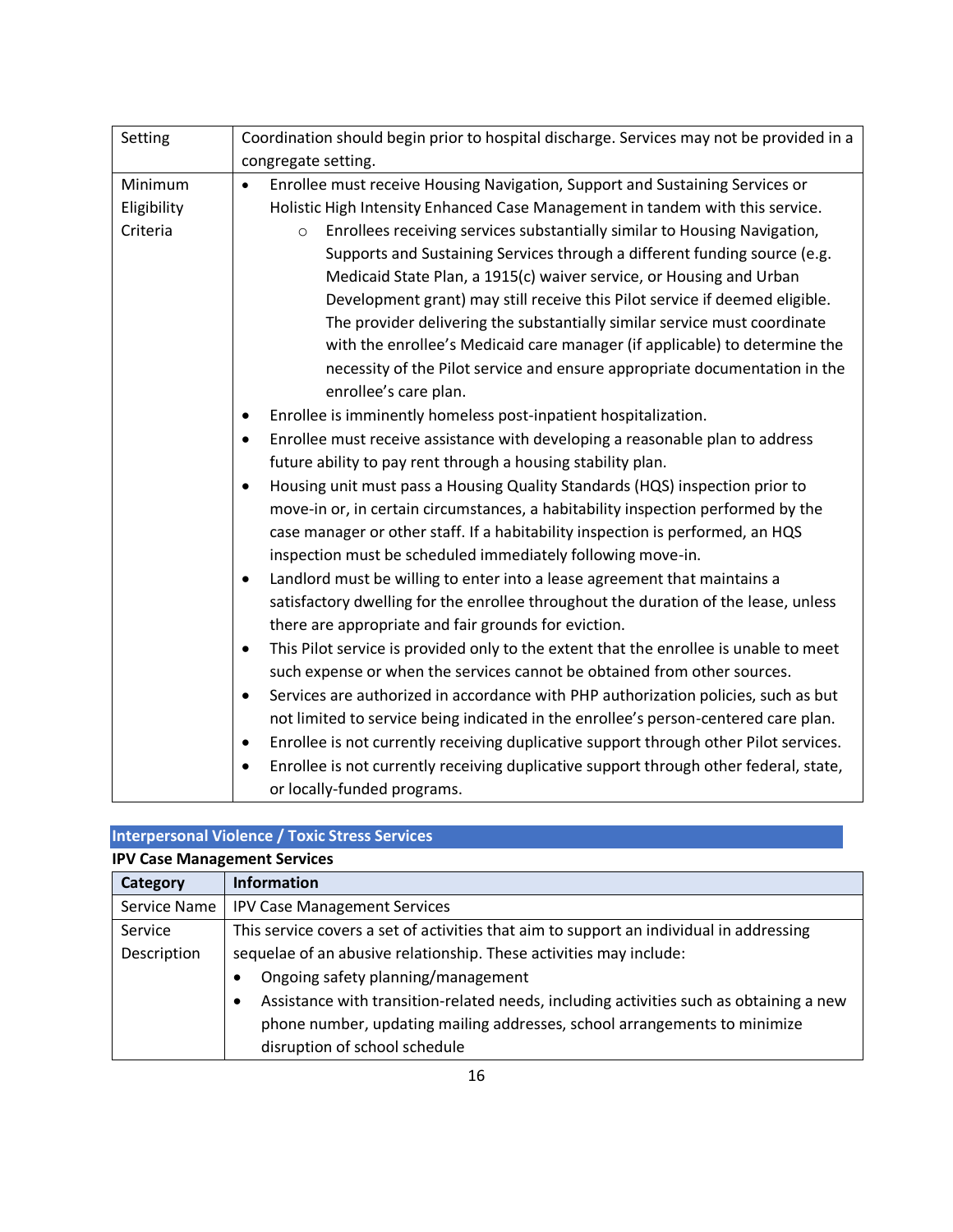| | |
|---|---|
| Setting | Coordination should begin prior to hospital discharge. Services may not be provided in a congregate setting. |
| Minimum Eligibility Criteria | • Enrollee must receive Housing Navigation, Support and Sustaining Services or Holistic High Intensity Enhanced Case Management in tandem with this service.<br>  ○ Enrollees receiving services substantially similar to Housing Navigation, Supports and Sustaining Services through a different funding source (e.g. Medicaid State Plan, a 1915(c) waiver service, or Housing and Urban Development grant) may still receive this Pilot service if deemed eligible. The provider delivering the substantially similar service must coordinate with the enrollee's Medicaid care manager (if applicable) to determine the necessity of the Pilot service and ensure appropriate documentation in the enrollee's care plan.<br>• Enrollee is imminently homeless post-inpatient hospitalization.<br>• Enrollee must receive assistance with developing a reasonable plan to address future ability to pay rent through a housing stability plan.<br>• Housing unit must pass a Housing Quality Standards (HQS) inspection prior to move-in or, in certain circumstances, a habitability inspection performed by the case manager or other staff. If a habitability inspection is performed, an HQS inspection must be scheduled immediately following move-in.<br>• Landlord must be willing to enter into a lease agreement that maintains a satisfactory dwelling for the enrollee throughout the duration of the lease, unless there are appropriate and fair grounds for eviction.<br>• This Pilot service is provided only to the extent that the enrollee is unable to meet such expense or when the services cannot be obtained from other sources.<br>• Services are authorized in accordance with PHP authorization policies, such as but not limited to service being indicated in the enrollee's person-centered care plan.<br>• Enrollee is not currently receiving duplicative support through other Pilot services.<br>• Enrollee is not currently receiving duplicative support through other federal, state, or locally-funded programs. |

## Interpersonal Violence / Toxic Stress Services

### IPV Case Management Services

| Category | Information |
|---|---|
| Service Name | IPV Case Management Services |
| Service Description | This service covers a set of activities that aim to support an individual in addressing sequelae of an abusive relationship. These activities may include:<br>• Ongoing safety planning/management<br>• Assistance with transition-related needs, including activities such as obtaining a new phone number, updating mailing addresses, school arrangements to minimize disruption of school schedule |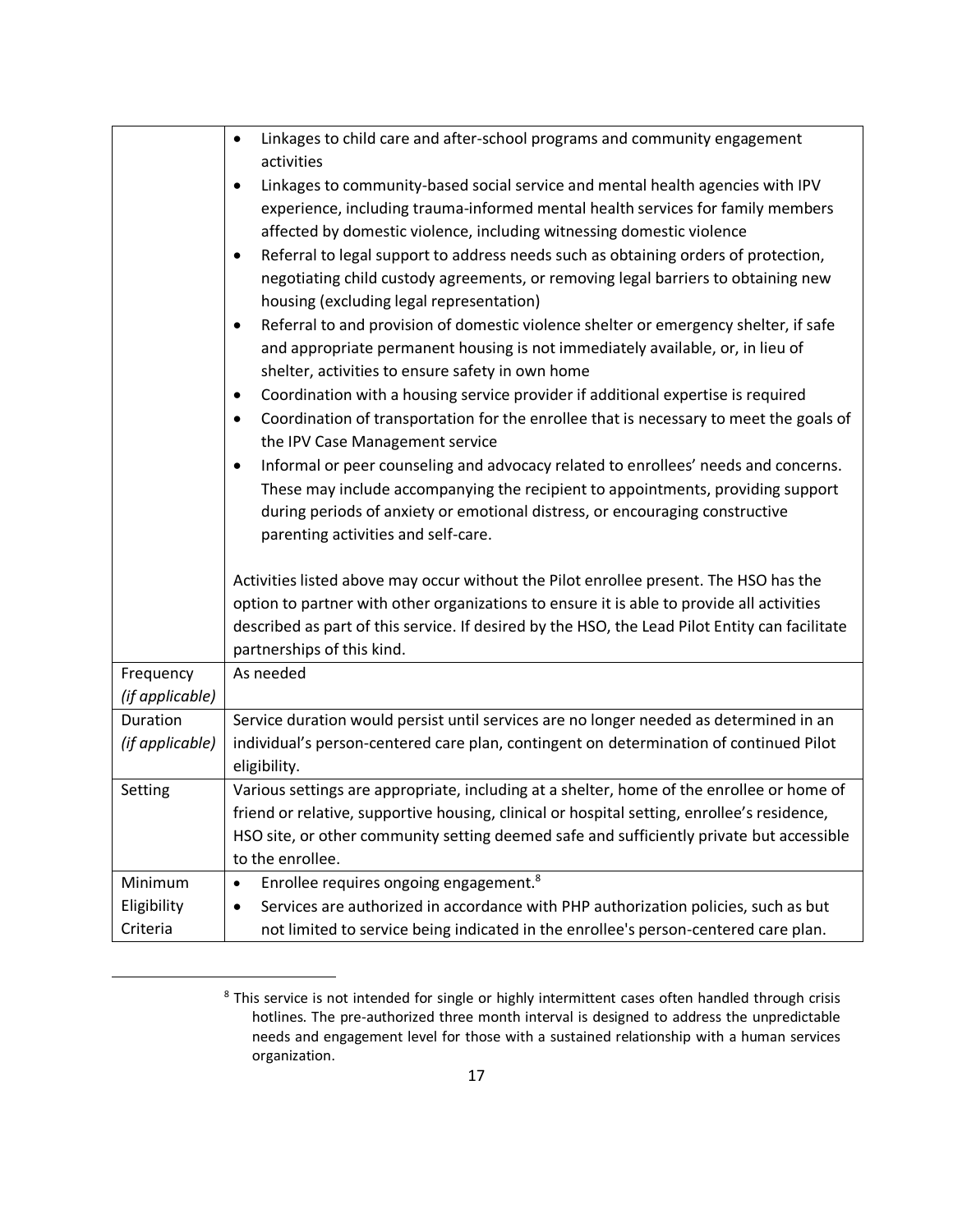| | |
|---|---|
| | • Linkages to child care and after-school programs and community engagement activities<br>• Linkages to community-based social service and mental health agencies with IPV experience, including trauma-informed mental health services for family members affected by domestic violence, including witnessing domestic violence<br>• Referral to legal support to address needs such as obtaining orders of protection, negotiating child custody agreements, or removing legal barriers to obtaining new housing (excluding legal representation)<br>• Referral to and provision of domestic violence shelter or emergency shelter, if safe and appropriate permanent housing is not immediately available, or, in lieu of shelter, activities to ensure safety in own home<br>• Coordination with a housing service provider if additional expertise is required<br>• Coordination of transportation for the enrollee that is necessary to meet the goals of the IPV Case Management service<br>• Informal or peer counseling and advocacy related to enrollees' needs and concerns. These may include accompanying the recipient to appointments, providing support during periods of anxiety or emotional distress, or encouraging constructive parenting activities and self-care.<br><br>Activities listed above may occur without the Pilot enrollee present. The HSO has the option to partner with other organizations to ensure it is able to provide all activities described as part of this service. If desired by the HSO, the Lead Pilot Entity can facilitate partnerships of this kind. |
| Frequency *(if applicable)* | As needed |
| Duration *(if applicable)* | Service duration would persist until services are no longer needed as determined in an individual's person-centered care plan, contingent on determination of continued Pilot eligibility. |
| Setting | Various settings are appropriate, including at a shelter, home of the enrollee or home of friend or relative, supportive housing, clinical or hospital setting, enrollee's residence, HSO site, or other community setting deemed safe and sufficiently private but accessible to the enrollee. |
| Minimum Eligibility Criteria | • Enrollee requires ongoing engagement.[8]<br>• Services are authorized in accordance with PHP authorization policies, such as but not limited to service being indicated in the enrollee's person-centered care plan. |

[8] This service is not intended for single or highly intermittent cases often handled through crisis hotlines. The pre-authorized three month interval is designed to address the unpredictable needs and engagement level for those with a sustained relationship with a human services organization.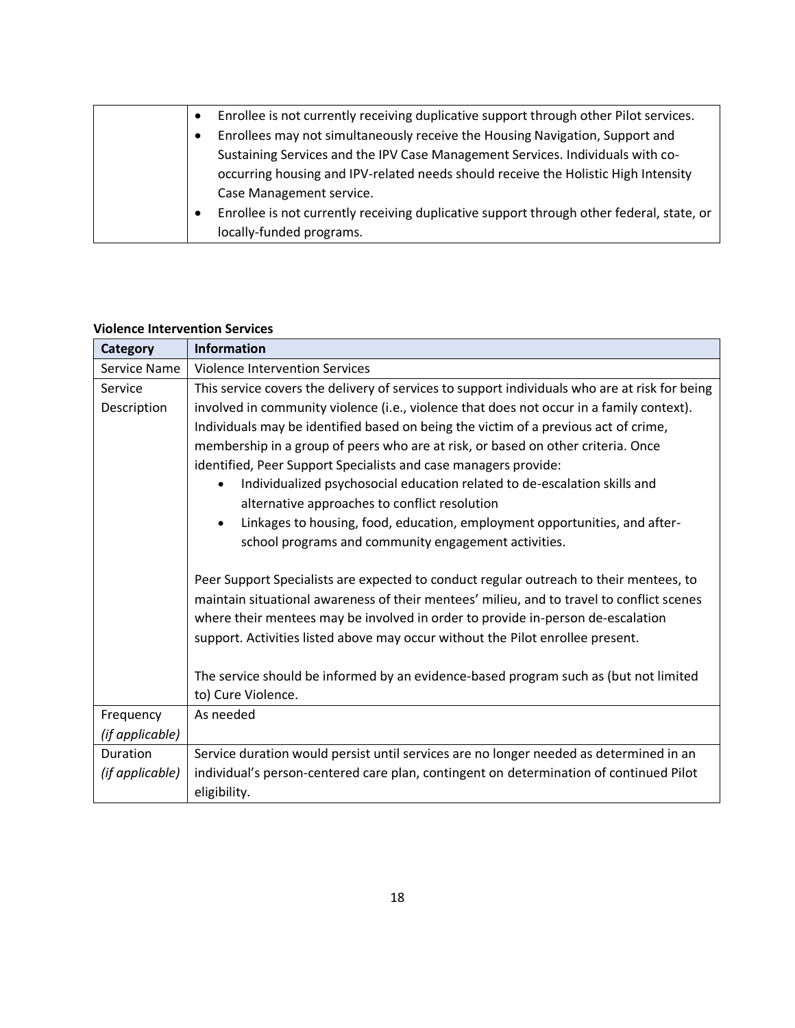| | |
|---|---|
| | • Enrollee is not currently receiving duplicative support through other Pilot services.<br>• Enrollees may not simultaneously receive the Housing Navigation, Support and Sustaining Services and the IPV Case Management Services. Individuals with co-occurring housing and IPV-related needs should receive the Holistic High Intensity Case Management service.<br>• Enrollee is not currently receiving duplicative support through other federal, state, or locally-funded programs. |

**Violence Intervention Services**

| **Category** | **Information** |
|---|---|
| Service Name | Violence Intervention Services |
| Service Description | This service covers the delivery of services to support individuals who are at risk for being involved in community violence (i.e., violence that does not occur in a family context). Individuals may be identified based on being the victim of a previous act of crime, membership in a group of peers who are at risk, or based on other criteria. Once identified, Peer Support Specialists and case managers provide:<br>• Individualized psychosocial education related to de-escalation skills and alternative approaches to conflict resolution<br>• Linkages to housing, food, education, employment opportunities, and after-school programs and community engagement activities.<br><br>Peer Support Specialists are expected to conduct regular outreach to their mentees, to maintain situational awareness of their mentees' milieu, and to travel to conflict scenes where their mentees may be involved in order to provide in-person de-escalation support. Activities listed above may occur without the Pilot enrollee present.<br><br>The service should be informed by an evidence-based program such as (but not limited to) Cure Violence. |
| Frequency *(if applicable)* | As needed |
| Duration *(if applicable)* | Service duration would persist until services are no longer needed as determined in an individual's person-centered care plan, contingent on determination of continued Pilot eligibility. |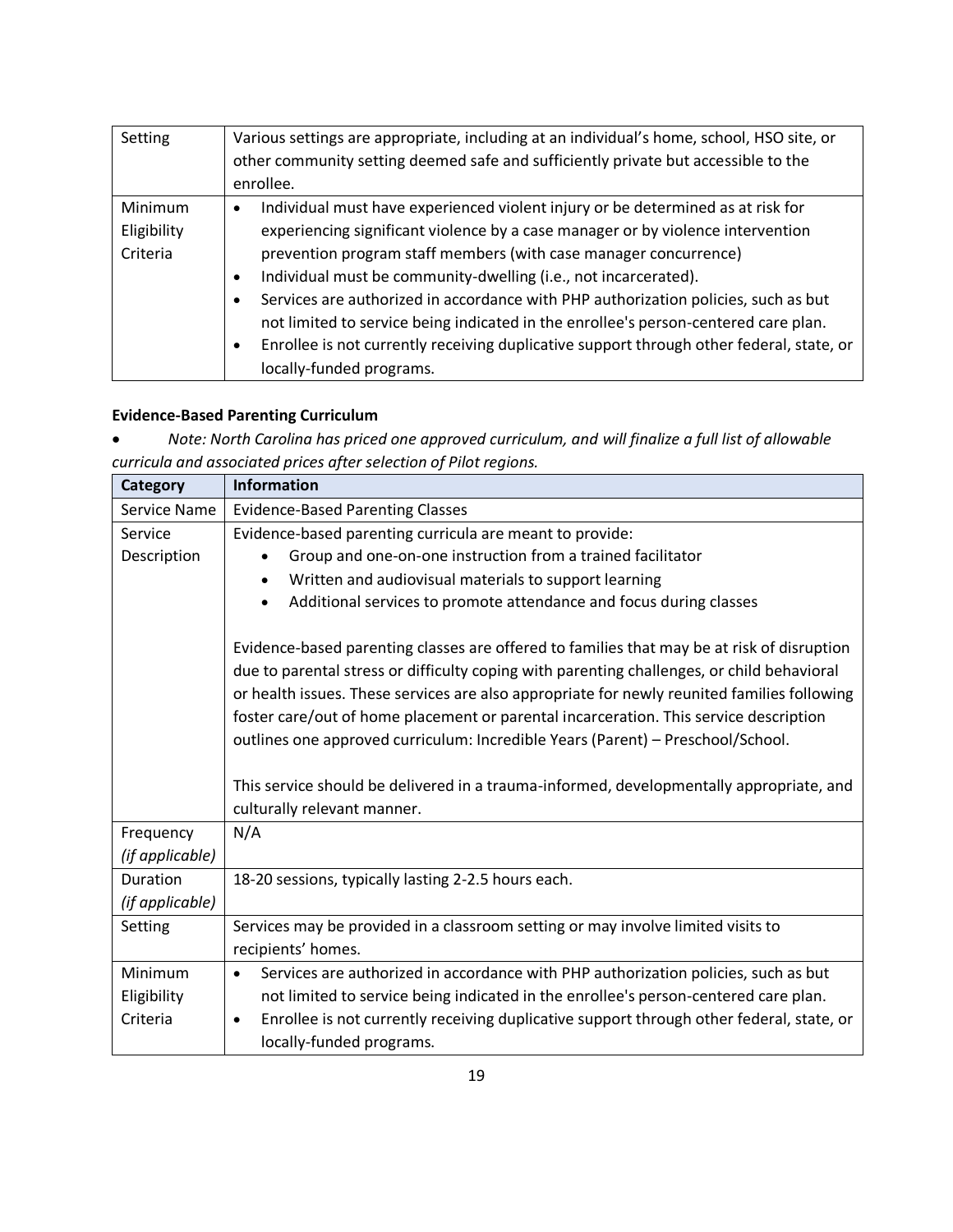| Setting | Various settings are appropriate, including at an individual's home, school, HSO site, or other community setting deemed safe and sufficiently private but accessible to the enrollee. |
|---|---|
| Minimum Eligibility Criteria | • Individual must have experienced violent injury or be determined as at risk for experiencing significant violence by a case manager or by violence intervention prevention program staff members (with case manager concurrence)<br>• Individual must be community-dwelling (i.e., not incarcerated).<br>• Services are authorized in accordance with PHP authorization policies, such as but not limited to service being indicated in the enrollee's person-centered care plan.<br>• Enrollee is not currently receiving duplicative support through other federal, state, or locally-funded programs. |

**Evidence-Based Parenting Curriculum**

- *Note: North Carolina has priced one approved curriculum, and will finalize a full list of allowable curricula and associated prices after selection of Pilot regions.*

| Category | Information |
|---|---|
| Service Name | Evidence-Based Parenting Classes |
| Service Description | Evidence-based parenting curricula are meant to provide:<br>• Group and one-on-one instruction from a trained facilitator<br>• Written and audiovisual materials to support learning<br>• Additional services to promote attendance and focus during classes<br><br>Evidence-based parenting classes are offered to families that may be at risk of disruption due to parental stress or difficulty coping with parenting challenges, or child behavioral or health issues. These services are also appropriate for newly reunited families following foster care/out of home placement or parental incarceration. This service description outlines one approved curriculum: Incredible Years (Parent) – Preschool/School.<br><br>This service should be delivered in a trauma-informed, developmentally appropriate, and culturally relevant manner. |
| Frequency *(if applicable)* | N/A |
| Duration *(if applicable)* | 18-20 sessions, typically lasting 2-2.5 hours each. |
| Setting | Services may be provided in a classroom setting or may involve limited visits to recipients' homes. |
| Minimum Eligibility Criteria | • Services are authorized in accordance with PHP authorization policies, such as but not limited to service being indicated in the enrollee's person-centered care plan.<br>• Enrollee is not currently receiving duplicative support through other federal, state, or locally-funded programs. |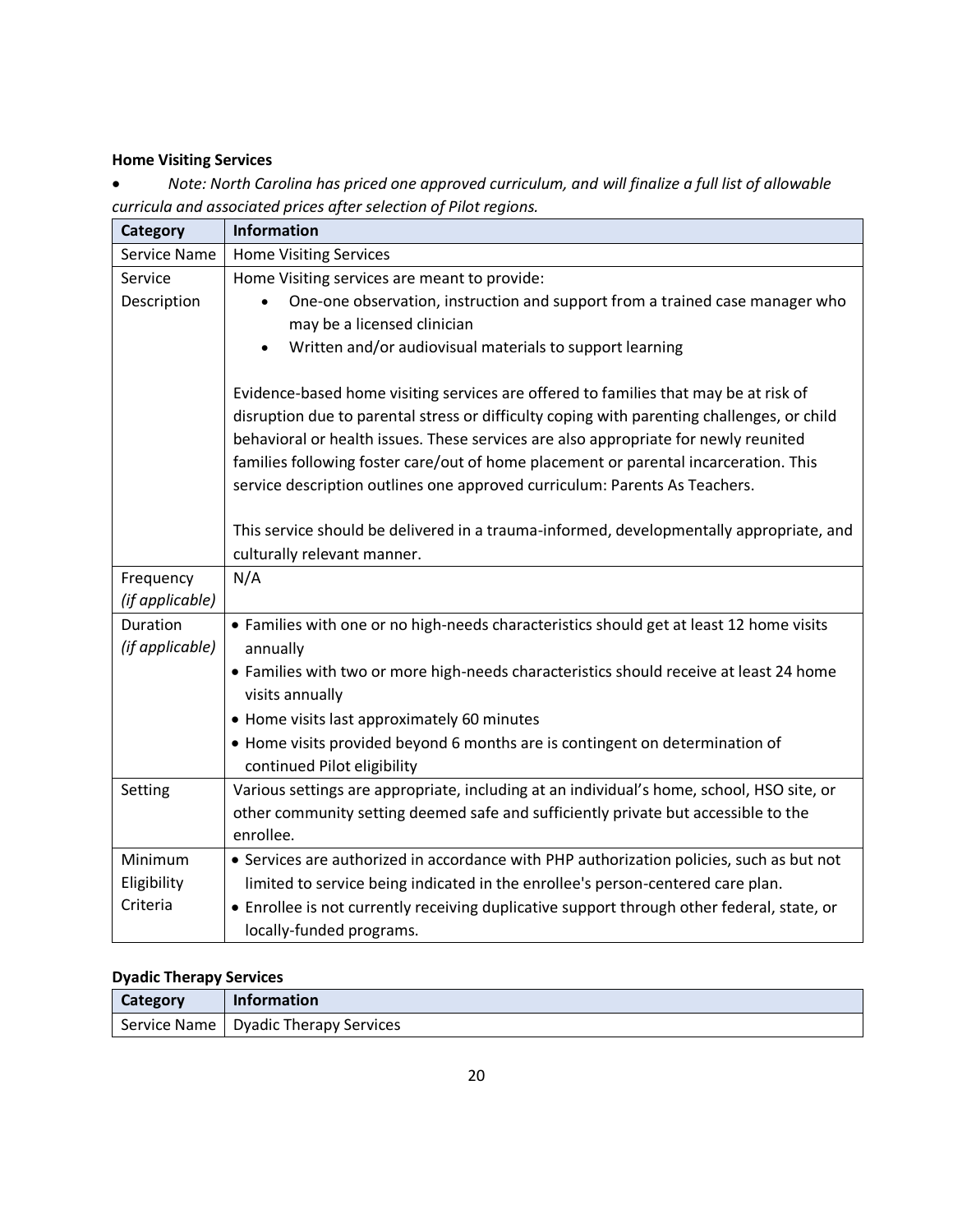**Home Visiting Services**

- *Note: North Carolina has priced one approved curriculum, and will finalize a full list of allowable curricula and associated prices after selection of Pilot regions.*

| Category | Information |
|---|---|
| Service Name | Home Visiting Services |
| Service Description | Home Visiting services are meant to provide:<br>• One-one observation, instruction and support from a trained case manager who may be a licensed clinician<br>• Written and/or audiovisual materials to support learning<br><br>Evidence-based home visiting services are offered to families that may be at risk of disruption due to parental stress or difficulty coping with parenting challenges, or child behavioral or health issues. These services are also appropriate for newly reunited families following foster care/out of home placement or parental incarceration. This service description outlines one approved curriculum: Parents As Teachers.<br><br>This service should be delivered in a trauma-informed, developmentally appropriate, and culturally relevant manner. |
| Frequency *(if applicable)* | N/A |
| Duration *(if applicable)* | • Families with one or no high-needs characteristics should get at least 12 home visits annually<br>• Families with two or more high-needs characteristics should receive at least 24 home visits annually<br>• Home visits last approximately 60 minutes<br>• Home visits provided beyond 6 months are is contingent on determination of continued Pilot eligibility |
| Setting | Various settings are appropriate, including at an individual's home, school, HSO site, or other community setting deemed safe and sufficiently private but accessible to the enrollee. |
| Minimum Eligibility Criteria | • Services are authorized in accordance with PHP authorization policies, such as but not limited to service being indicated in the enrollee's person-centered care plan.<br>• Enrollee is not currently receiving duplicative support through other federal, state, or locally-funded programs. |

**Dyadic Therapy Services**

| Category | Information |
|---|---|
| Service Name | Dyadic Therapy Services |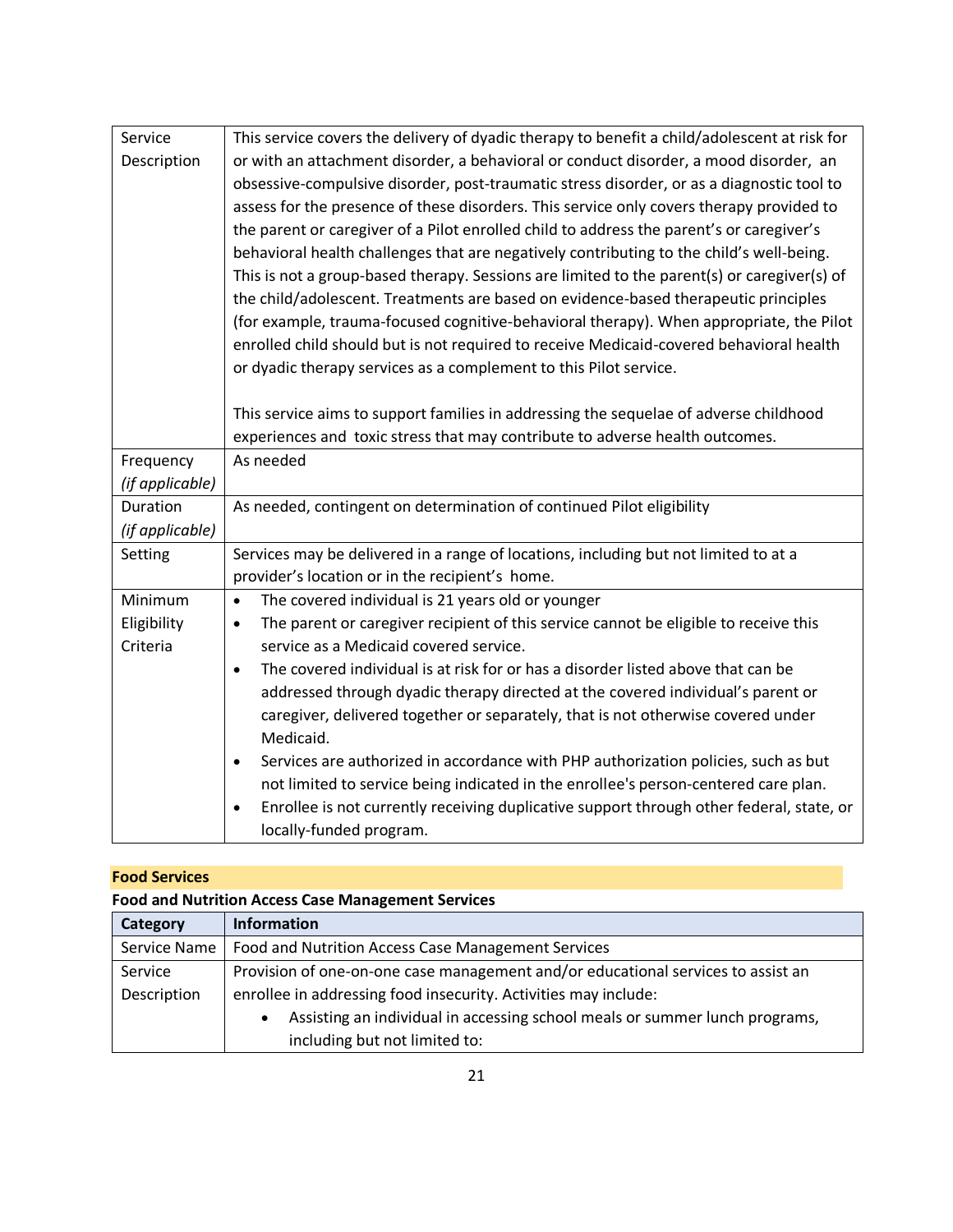| | |
|---|---|
| Service Description | This service covers the delivery of dyadic therapy to benefit a child/adolescent at risk for or with an attachment disorder, a behavioral or conduct disorder, a mood disorder, an obsessive-compulsive disorder, post-traumatic stress disorder, or as a diagnostic tool to assess for the presence of these disorders. This service only covers therapy provided to the parent or caregiver of a Pilot enrolled child to address the parent's or caregiver's behavioral health challenges that are negatively contributing to the child's well-being. This is not a group-based therapy. Sessions are limited to the parent(s) or caregiver(s) of the child/adolescent. Treatments are based on evidence-based therapeutic principles (for example, trauma-focused cognitive-behavioral therapy). When appropriate, the Pilot enrolled child should but is not required to receive Medicaid-covered behavioral health or dyadic therapy services as a complement to this Pilot service.<br><br>This service aims to support families in addressing the sequelae of adverse childhood experiences and toxic stress that may contribute to adverse health outcomes. |
| Frequency *(if applicable)* | As needed |
| Duration *(if applicable)* | As needed, contingent on determination of continued Pilot eligibility |
| Setting | Services may be delivered in a range of locations, including but not limited to at a provider's location or in the recipient's home. |
| Minimum Eligibility Criteria | • The covered individual is 21 years old or younger<br>• The parent or caregiver recipient of this service cannot be eligible to receive this service as a Medicaid covered service.<br>• The covered individual is at risk for or has a disorder listed above that can be addressed through dyadic therapy directed at the covered individual's parent or caregiver, delivered together or separately, that is not otherwise covered under Medicaid.<br>• Services are authorized in accordance with PHP authorization policies, such as but not limited to service being indicated in the enrollee's person-centered care plan.<br>• Enrollee is not currently receiving duplicative support through other federal, state, or locally-funded program. |

## Food Services

**Food and Nutrition Access Case Management Services**

| Category | Information |
|---|---|
| Service Name | Food and Nutrition Access Case Management Services |
| Service Description | Provision of one-on-one case management and/or educational services to assist an enrollee in addressing food insecurity. Activities may include:<br>• Assisting an individual in accessing school meals or summer lunch programs, including but not limited to: |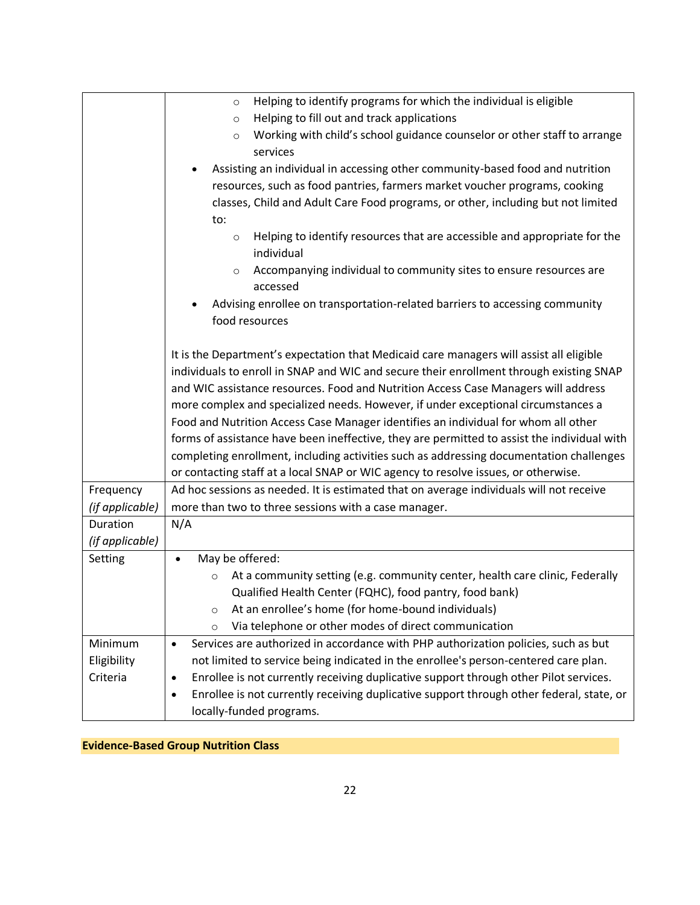| | |
|---|---|
| | ◦ Helping to identify programs for which the individual is eligible<br>◦ Helping to fill out and track applications<br>◦ Working with child's school guidance counselor or other staff to arrange services<br>• Assisting an individual in accessing other community-based food and nutrition resources, such as food pantries, farmers market voucher programs, cooking classes, Child and Adult Care Food programs, or other, including but not limited to:<br>◦ Helping to identify resources that are accessible and appropriate for the individual<br>◦ Accompanying individual to community sites to ensure resources are accessed<br>• Advising enrollee on transportation-related barriers to accessing community food resources<br><br>It is the Department's expectation that Medicaid care managers will assist all eligible individuals to enroll in SNAP and WIC and secure their enrollment through existing SNAP and WIC assistance resources. Food and Nutrition Access Case Managers will address more complex and specialized needs. However, if under exceptional circumstances a Food and Nutrition Access Case Manager identifies an individual for whom all other forms of assistance have been ineffective, they are permitted to assist the individual with completing enrollment, including activities such as addressing documentation challenges or contacting staff at a local SNAP or WIC agency to resolve issues, or otherwise. |
| Frequency *(if applicable)* | Ad hoc sessions as needed. It is estimated that on average individuals will not receive more than two to three sessions with a case manager. |
| Duration *(if applicable)* | N/A |
| Setting | • May be offered:<br>◦ At a community setting (e.g. community center, health care clinic, Federally Qualified Health Center (FQHC), food pantry, food bank)<br>◦ At an enrollee's home (for home-bound individuals)<br>◦ Via telephone or other modes of direct communication |
| Minimum Eligibility Criteria | • Services are authorized in accordance with PHP authorization policies, such as but not limited to service being indicated in the enrollee's person-centered care plan.<br>• Enrollee is not currently receiving duplicative support through other Pilot services.<br>• Enrollee is not currently receiving duplicative support through other federal, state, or locally-funded programs. |

**Evidence-Based Group Nutrition Class**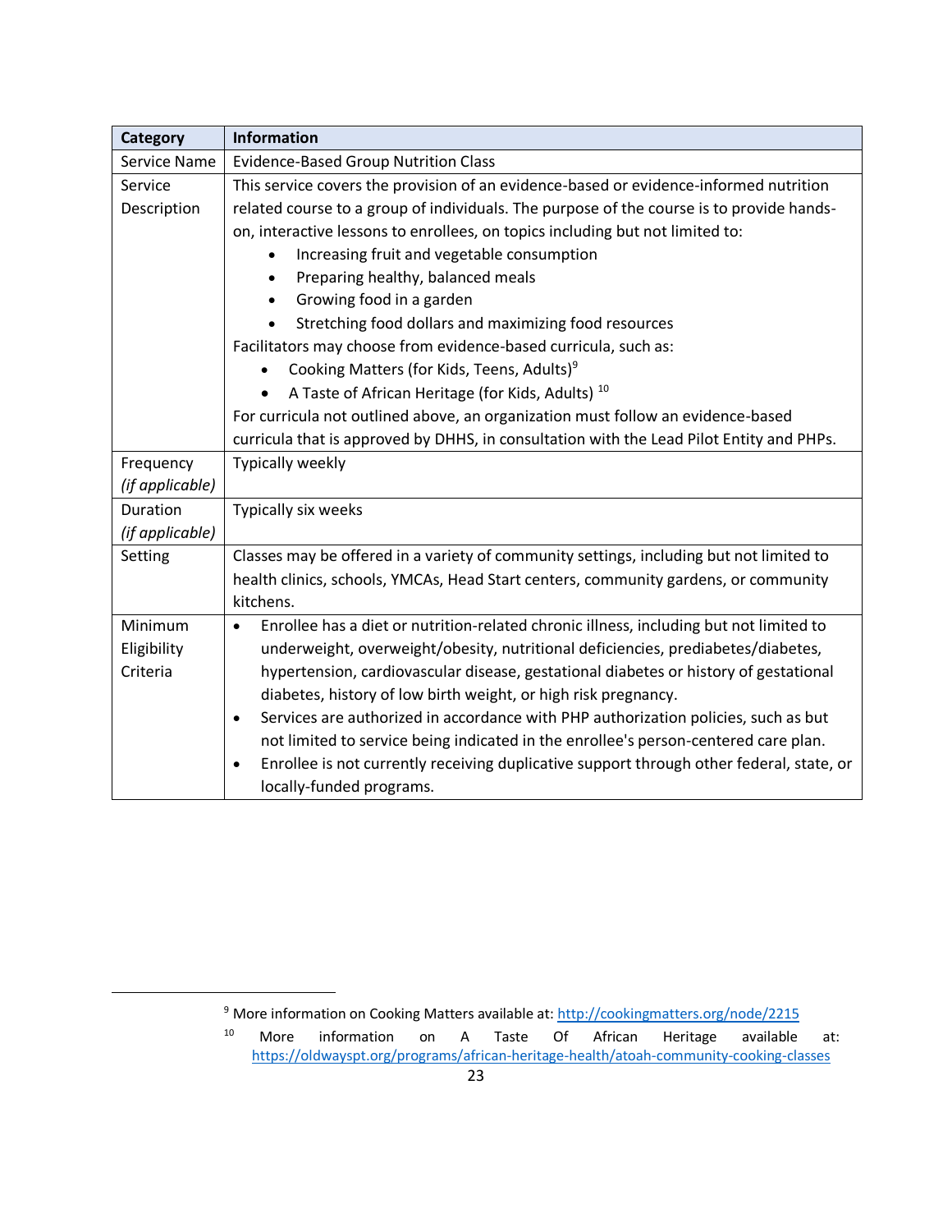| Category | Information |
|---|---|
| Service Name | Evidence-Based Group Nutrition Class |
| Service Description | This service covers the provision of an evidence-based or evidence-informed nutrition related course to a group of individuals. The purpose of the course is to provide hands-on, interactive lessons to enrollees, on topics including but not limited to:<br>• Increasing fruit and vegetable consumption<br>• Preparing healthy, balanced meals<br>• Growing food in a garden<br>• Stretching food dollars and maximizing food resources<br>Facilitators may choose from evidence-based curricula, such as:<br>• Cooking Matters (for Kids, Teens, Adults)[9]<br>• A Taste of African Heritage (for Kids, Adults) [10]<br>For curricula not outlined above, an organization must follow an evidence-based curricula that is approved by DHHS, in consultation with the Lead Pilot Entity and PHPs. |
| Frequency *(if applicable)* | Typically weekly |
| Duration *(if applicable)* | Typically six weeks |
| Setting | Classes may be offered in a variety of community settings, including but not limited to health clinics, schools, YMCAs, Head Start centers, community gardens, or community kitchens. |
| Minimum Eligibility Criteria | • Enrollee has a diet or nutrition-related chronic illness, including but not limited to underweight, overweight/obesity, nutritional deficiencies, prediabetes/diabetes, hypertension, cardiovascular disease, gestational diabetes or history of gestational diabetes, history of low birth weight, or high risk pregnancy.<br>• Services are authorized in accordance with PHP authorization policies, such as but not limited to service being indicated in the enrollee's person-centered care plan.<br>• Enrollee is not currently receiving duplicative support through other federal, state, or locally-funded programs. |

[9] More information on Cooking Matters available at: http://cookingmatters.org/node/2215

[10] More information on A Taste Of African Heritage available at: https://oldwayspt.org/programs/african-heritage-health/atoah-community-cooking-classes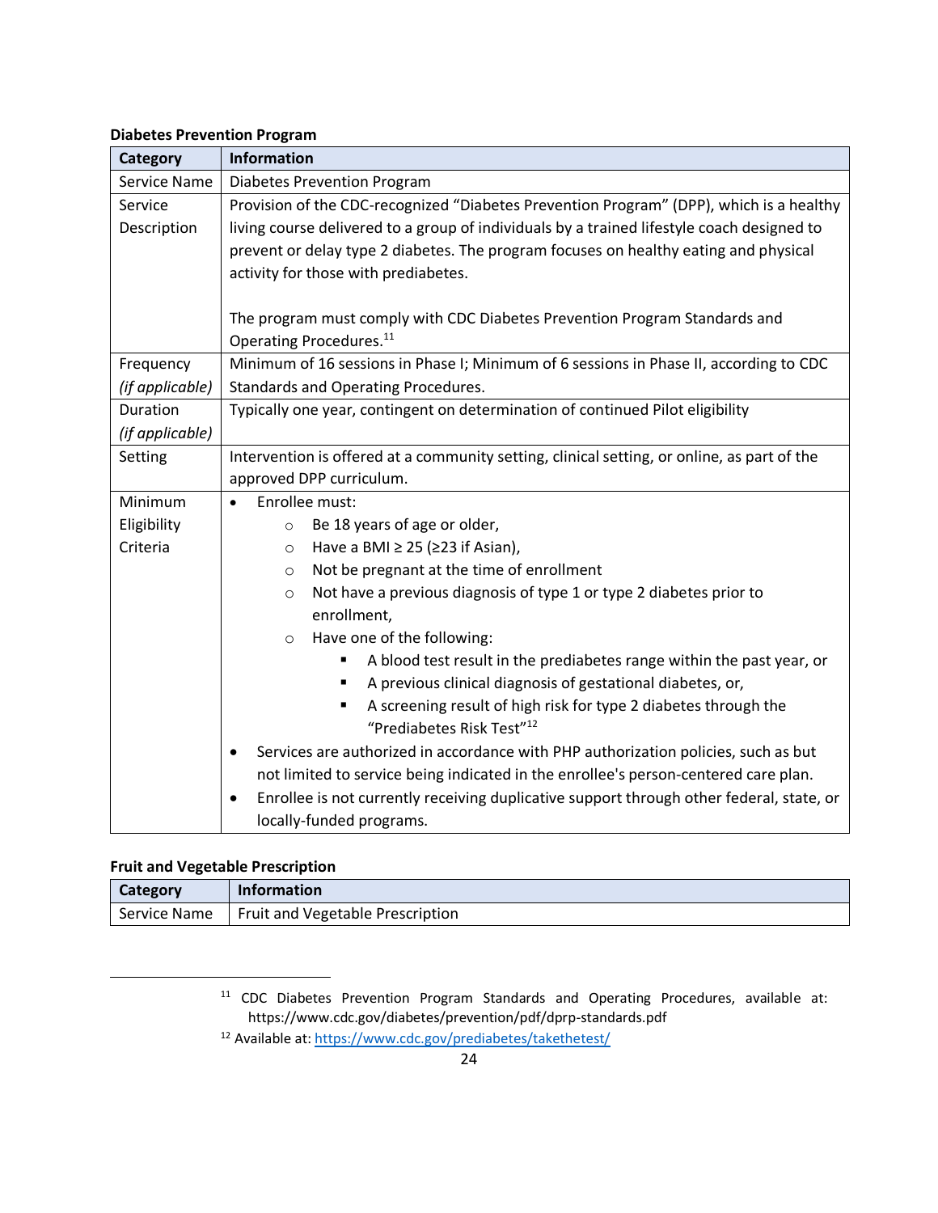**Diabetes Prevention Program**

| Category | Information |
|---|---|
| Service Name | Diabetes Prevention Program |
| Service Description | Provision of the CDC-recognized "Diabetes Prevention Program" (DPP), which is a healthy living course delivered to a group of individuals by a trained lifestyle coach designed to prevent or delay type 2 diabetes. The program focuses on healthy eating and physical activity for those with prediabetes.<br><br>The program must comply with CDC Diabetes Prevention Program Standards and Operating Procedures.[11] |
| Frequency *(if applicable)* | Minimum of 16 sessions in Phase I; Minimum of 6 sessions in Phase II, according to CDC Standards and Operating Procedures. |
| Duration *(if applicable)* | Typically one year, contingent on determination of continued Pilot eligibility |
| Setting | Intervention is offered at a community setting, clinical setting, or online, as part of the approved DPP curriculum. |
| Minimum Eligibility Criteria | • Enrollee must:<br>&nbsp;&nbsp;&nbsp;&nbsp;○ Be 18 years of age or older,<br>&nbsp;&nbsp;&nbsp;&nbsp;○ Have a BMI ≥ 25 (≥23 if Asian),<br>&nbsp;&nbsp;&nbsp;&nbsp;○ Not be pregnant at the time of enrollment<br>&nbsp;&nbsp;&nbsp;&nbsp;○ Not have a previous diagnosis of type 1 or type 2 diabetes prior to enrollment,<br>&nbsp;&nbsp;&nbsp;&nbsp;○ Have one of the following:<br>&nbsp;&nbsp;&nbsp;&nbsp;&nbsp;&nbsp;&nbsp;&nbsp;▪ A blood test result in the prediabetes range within the past year, or<br>&nbsp;&nbsp;&nbsp;&nbsp;&nbsp;&nbsp;&nbsp;&nbsp;▪ A previous clinical diagnosis of gestational diabetes, or,<br>&nbsp;&nbsp;&nbsp;&nbsp;&nbsp;&nbsp;&nbsp;&nbsp;▪ A screening result of high risk for type 2 diabetes through the "Prediabetes Risk Test"[12]<br>• Services are authorized in accordance with PHP authorization policies, such as but not limited to service being indicated in the enrollee's person-centered care plan.<br>• Enrollee is not currently receiving duplicative support through other federal, state, or locally-funded programs. |

**Fruit and Vegetable Prescription**

| Category | Information |
|---|---|
| Service Name | Fruit and Vegetable Prescription |

---

[11] CDC Diabetes Prevention Program Standards and Operating Procedures, available at: https://www.cdc.gov/diabetes/prevention/pdf/dprp-standards.pdf

[12] Available at: https://www.cdc.gov/prediabetes/takethetest/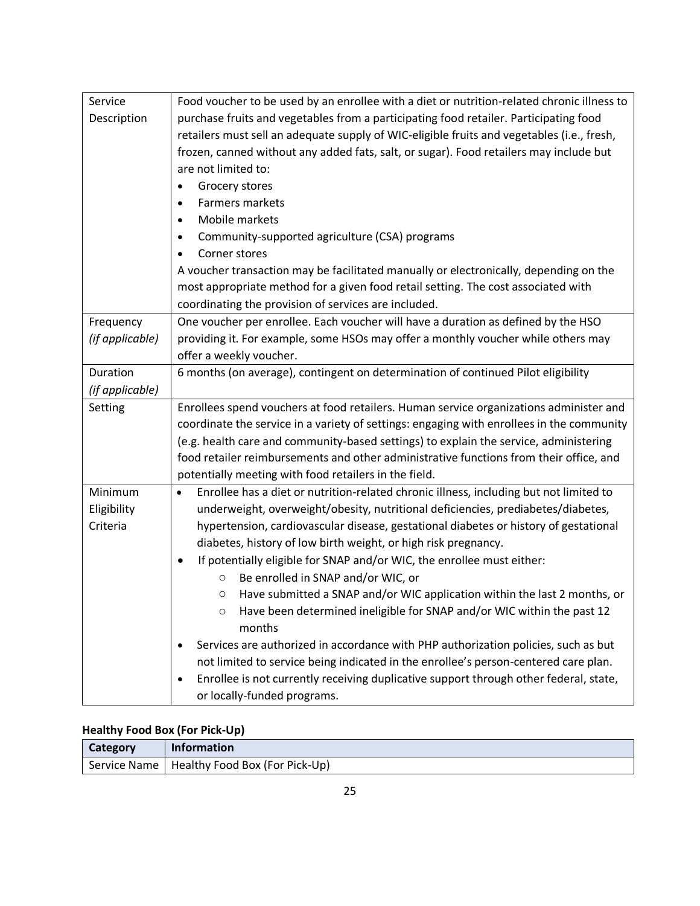| | |
|---|---|
| Service Description | Food voucher to be used by an enrollee with a diet or nutrition-related chronic illness to purchase fruits and vegetables from a participating food retailer. Participating food retailers must sell an adequate supply of WIC-eligible fruits and vegetables (i.e., fresh, frozen, canned without any added fats, salt, or sugar). Food retailers may include but are not limited to:<br>• Grocery stores<br>• Farmers markets<br>• Mobile markets<br>• Community-supported agriculture (CSA) programs<br>• Corner stores<br>A voucher transaction may be facilitated manually or electronically, depending on the most appropriate method for a given food retail setting. The cost associated with coordinating the provision of services are included. |
| Frequency *(if applicable)* | One voucher per enrollee. Each voucher will have a duration as defined by the HSO providing it. For example, some HSOs may offer a monthly voucher while others may offer a weekly voucher. |
| Duration *(if applicable)* | 6 months (on average), contingent on determination of continued Pilot eligibility |
| Setting | Enrollees spend vouchers at food retailers. Human service organizations administer and coordinate the service in a variety of settings: engaging with enrollees in the community (e.g. health care and community-based settings) to explain the service, administering food retailer reimbursements and other administrative functions from their office, and potentially meeting with food retailers in the field. |
| Minimum Eligibility Criteria | • Enrollee has a diet or nutrition-related chronic illness, including but not limited to underweight, overweight/obesity, nutritional deficiencies, prediabetes/diabetes, hypertension, cardiovascular disease, gestational diabetes or history of gestational diabetes, history of low birth weight, or high risk pregnancy.<br>• If potentially eligible for SNAP and/or WIC, the enrollee must either:<br>  ○ Be enrolled in SNAP and/or WIC, or<br>  ○ Have submitted a SNAP and/or WIC application within the last 2 months, or<br>  ○ Have been determined ineligible for SNAP and/or WIC within the past 12 months<br>• Services are authorized in accordance with PHP authorization policies, such as but not limited to service being indicated in the enrollee's person-centered care plan.<br>• Enrollee is not currently receiving duplicative support through other federal, state, or locally-funded programs. |

**Healthy Food Box (For Pick-Up)**

| Category | Information |
|---|---|
| Service Name | Healthy Food Box (For Pick-Up) |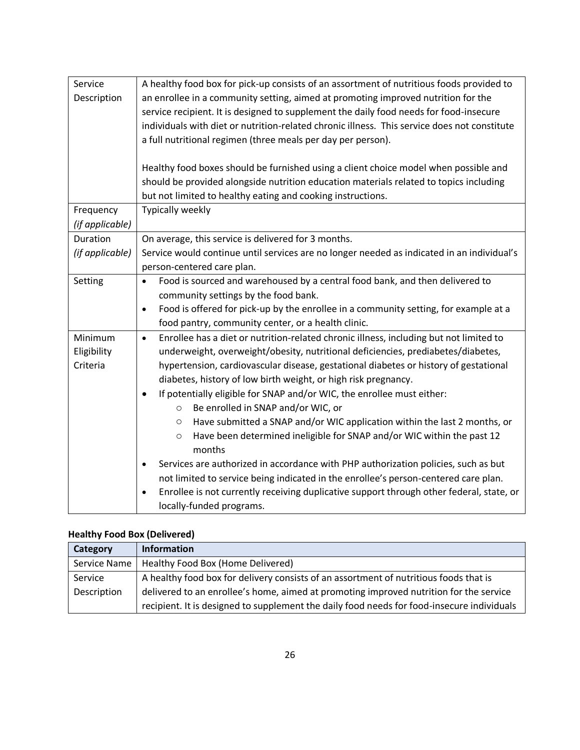| | |
|---|---|
| Service Description | A healthy food box for pick-up consists of an assortment of nutritious foods provided to an enrollee in a community setting, aimed at promoting improved nutrition for the service recipient. It is designed to supplement the daily food needs for food-insecure individuals with diet or nutrition-related chronic illness. This service does not constitute a full nutritional regimen (three meals per day per person).<br><br>Healthy food boxes should be furnished using a client choice model when possible and should be provided alongside nutrition education materials related to topics including but not limited to healthy eating and cooking instructions. |
| Frequency *(if applicable)* | Typically weekly |
| Duration *(if applicable)* | On average, this service is delivered for 3 months.<br>Service would continue until services are no longer needed as indicated in an individual's person-centered care plan. |
| Setting | • Food is sourced and warehoused by a central food bank, and then delivered to community settings by the food bank.<br>• Food is offered for pick-up by the enrollee in a community setting, for example at a food pantry, community center, or a health clinic. |
| Minimum Eligibility Criteria | • Enrollee has a diet or nutrition-related chronic illness, including but not limited to underweight, overweight/obesity, nutritional deficiencies, prediabetes/diabetes, hypertension, cardiovascular disease, gestational diabetes or history of gestational diabetes, history of low birth weight, or high risk pregnancy.<br>• If potentially eligible for SNAP and/or WIC, the enrollee must either:<br>○ Be enrolled in SNAP and/or WIC, or<br>○ Have submitted a SNAP and/or WIC application within the last 2 months, or<br>○ Have been determined ineligible for SNAP and/or WIC within the past 12 months<br>• Services are authorized in accordance with PHP authorization policies, such as but not limited to service being indicated in the enrollee's person-centered care plan.<br>• Enrollee is not currently receiving duplicative support through other federal, state, or locally-funded programs. |

**Healthy Food Box (Delivered)**

| Category | Information |
|---|---|
| Service Name | Healthy Food Box (Home Delivered) |
| Service Description | A healthy food box for delivery consists of an assortment of nutritious foods that is delivered to an enrollee's home, aimed at promoting improved nutrition for the service recipient. It is designed to supplement the daily food needs for food-insecure individuals |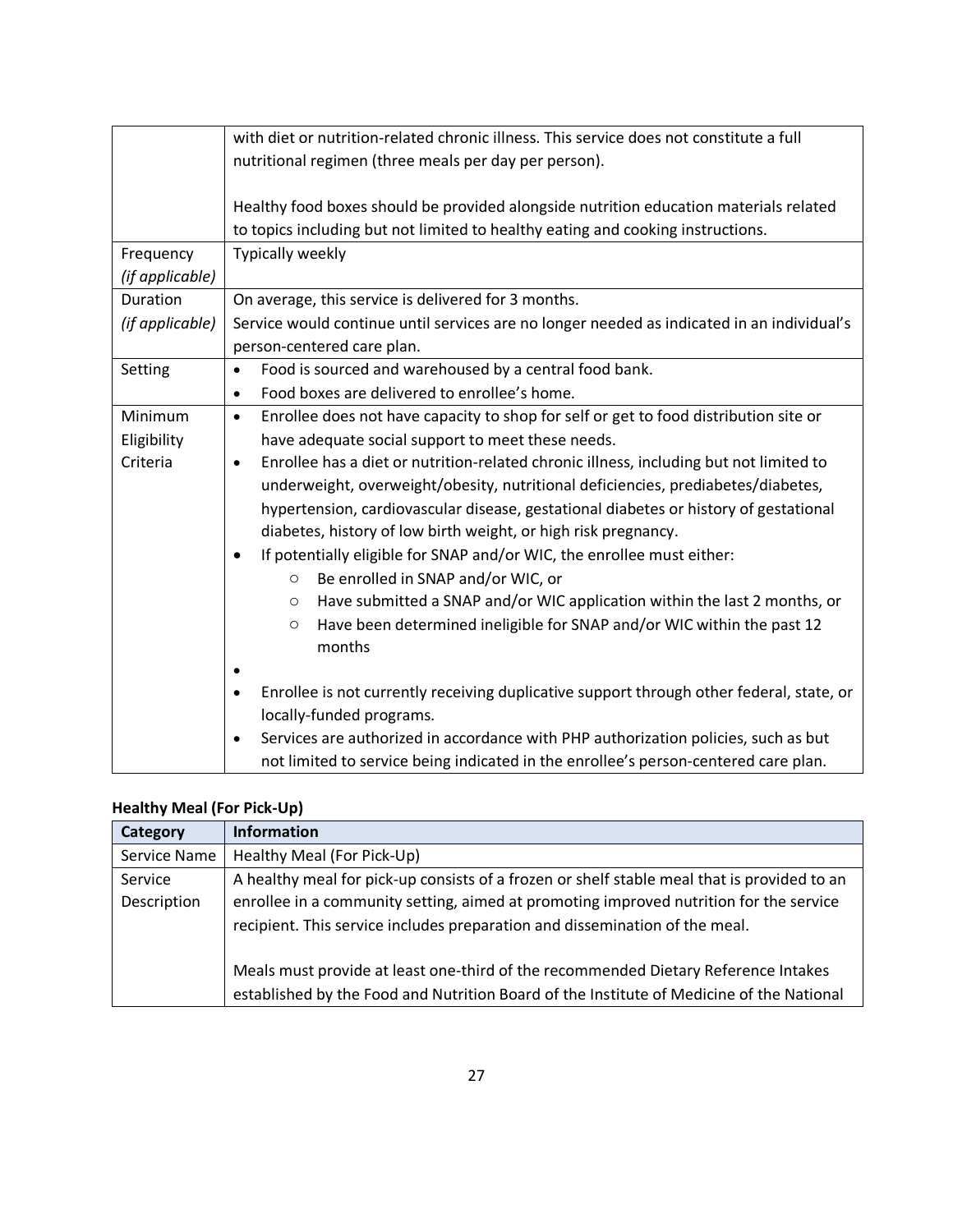| | |
|---|---|
| | with diet or nutrition-related chronic illness. This service does not constitute a full nutritional regimen (three meals per day per person).<br><br>Healthy food boxes should be provided alongside nutrition education materials related to topics including but not limited to healthy eating and cooking instructions. |
| Frequency *(if applicable)* | Typically weekly |
| Duration *(if applicable)* | On average, this service is delivered for 3 months.<br>Service would continue until services are no longer needed as indicated in an individual's person-centered care plan. |
| Setting | • Food is sourced and warehoused by a central food bank.<br>• Food boxes are delivered to enrollee's home. |
| Minimum Eligibility Criteria | • Enrollee does not have capacity to shop for self or get to food distribution site or have adequate social support to meet these needs.<br>• Enrollee has a diet or nutrition-related chronic illness, including but not limited to underweight, overweight/obesity, nutritional deficiencies, prediabetes/diabetes, hypertension, cardiovascular disease, gestational diabetes or history of gestational diabetes, history of low birth weight, or high risk pregnancy.<br>• If potentially eligible for SNAP and/or WIC, the enrollee must either:<br>&nbsp;&nbsp;&nbsp;&nbsp;○ Be enrolled in SNAP and/or WIC, or<br>&nbsp;&nbsp;&nbsp;&nbsp;○ Have submitted a SNAP and/or WIC application within the last 2 months, or<br>&nbsp;&nbsp;&nbsp;&nbsp;○ Have been determined ineligible for SNAP and/or WIC within the past 12 months<br>•<br>• Enrollee is not currently receiving duplicative support through other federal, state, or locally-funded programs.<br>• Services are authorized in accordance with PHP authorization policies, such as but not limited to service being indicated in the enrollee's person-centered care plan. |

**Healthy Meal (For Pick-Up)**

| Category | Information |
|---|---|
| Service Name | Healthy Meal (For Pick-Up) |
| Service Description | A healthy meal for pick-up consists of a frozen or shelf stable meal that is provided to an enrollee in a community setting, aimed at promoting improved nutrition for the service recipient. This service includes preparation and dissemination of the meal.<br><br>Meals must provide at least one-third of the recommended Dietary Reference Intakes established by the Food and Nutrition Board of the Institute of Medicine of the National |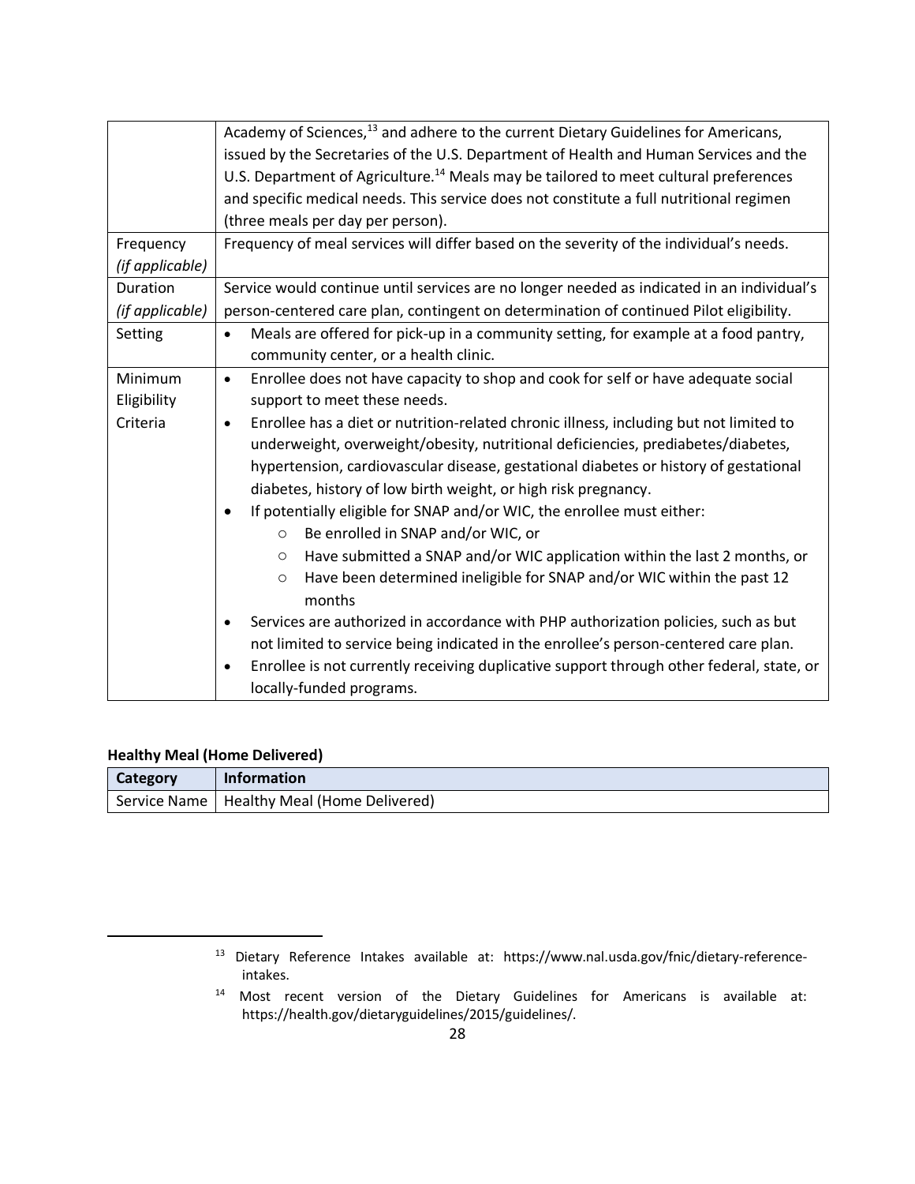| | |
|---|---|
| | Academy of Sciences,[13] and adhere to the current Dietary Guidelines for Americans, issued by the Secretaries of the U.S. Department of Health and Human Services and the U.S. Department of Agriculture.[14] Meals may be tailored to meet cultural preferences and specific medical needs. This service does not constitute a full nutritional regimen (three meals per day per person). |
| Frequency *(if applicable)* | Frequency of meal services will differ based on the severity of the individual's needs. |
| Duration *(if applicable)* | Service would continue until services are no longer needed as indicated in an individual's person-centered care plan, contingent on determination of continued Pilot eligibility. |
| Setting | • Meals are offered for pick-up in a community setting, for example at a food pantry, community center, or a health clinic. |
| Minimum Eligibility Criteria | • Enrollee does not have capacity to shop and cook for self or have adequate social support to meet these needs.<br>• Enrollee has a diet or nutrition-related chronic illness, including but not limited to underweight, overweight/obesity, nutritional deficiencies, prediabetes/diabetes, hypertension, cardiovascular disease, gestational diabetes or history of gestational diabetes, history of low birth weight, or high risk pregnancy.<br>• If potentially eligible for SNAP and/or WIC, the enrollee must either:<br>&nbsp;&nbsp;&nbsp;&nbsp;○ Be enrolled in SNAP and/or WIC, or<br>&nbsp;&nbsp;&nbsp;&nbsp;○ Have submitted a SNAP and/or WIC application within the last 2 months, or<br>&nbsp;&nbsp;&nbsp;&nbsp;○ Have been determined ineligible for SNAP and/or WIC within the past 12 months<br>• Services are authorized in accordance with PHP authorization policies, such as but not limited to service being indicated in the enrollee's person-centered care plan.<br>• Enrollee is not currently receiving duplicative support through other federal, state, or locally-funded programs. |

**Healthy Meal (Home Delivered)**

| Category | Information |
|---|---|
| Service Name | Healthy Meal (Home Delivered) |

[13] Dietary Reference Intakes available at: https://www.nal.usda.gov/fnic/dietary-reference-intakes.

[14] Most recent version of the Dietary Guidelines for Americans is available at: https://health.gov/dietaryguidelines/2015/guidelines/.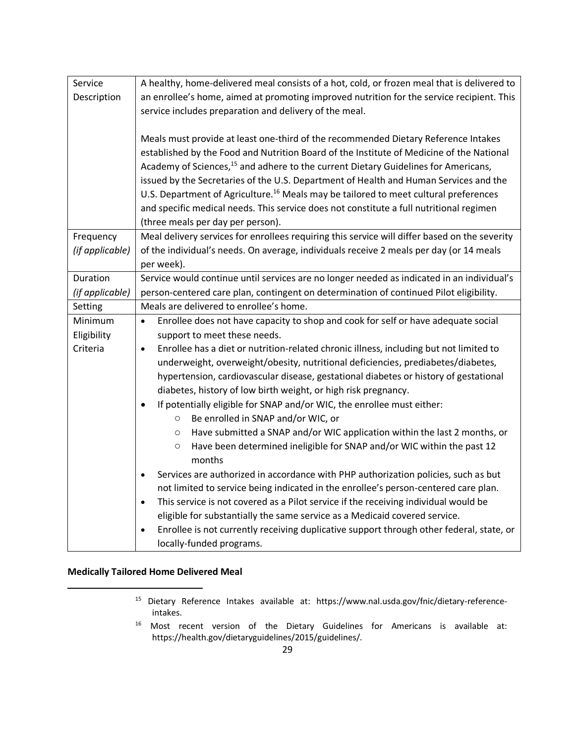| Service Description | A healthy, home-delivered meal consists of a hot, cold, or frozen meal that is delivered to an enrollee's home, aimed at promoting improved nutrition for the service recipient. This service includes preparation and delivery of the meal.<br><br>Meals must provide at least one-third of the recommended Dietary Reference Intakes established by the Food and Nutrition Board of the Institute of Medicine of the National Academy of Sciences,[15] and adhere to the current Dietary Guidelines for Americans, issued by the Secretaries of the U.S. Department of Health and Human Services and the U.S. Department of Agriculture.[16] Meals may be tailored to meet cultural preferences and specific medical needs. This service does not constitute a full nutritional regimen (three meals per day per person). |
|---|---|
| Frequency *(if applicable)* | Meal delivery services for enrollees requiring this service will differ based on the severity of the individual's needs. On average, individuals receive 2 meals per day (or 14 meals per week). |
| Duration *(if applicable)* | Service would continue until services are no longer needed as indicated in an individual's person-centered care plan, contingent on determination of continued Pilot eligibility. |
| Setting | Meals are delivered to enrollee's home. |
| Minimum Eligibility Criteria | • Enrollee does not have capacity to shop and cook for self or have adequate social support to meet these needs.<br>• Enrollee has a diet or nutrition-related chronic illness, including but not limited to underweight, overweight/obesity, nutritional deficiencies, prediabetes/diabetes, hypertension, cardiovascular disease, gestational diabetes or history of gestational diabetes, history of low birth weight, or high risk pregnancy.<br>• If potentially eligible for SNAP and/or WIC, the enrollee must either:<br>&nbsp;&nbsp;○ Be enrolled in SNAP and/or WIC, or<br>&nbsp;&nbsp;○ Have submitted a SNAP and/or WIC application within the last 2 months, or<br>&nbsp;&nbsp;○ Have been determined ineligible for SNAP and/or WIC within the past 12 months<br>• Services are authorized in accordance with PHP authorization policies, such as but not limited to service being indicated in the enrollee's person-centered care plan.<br>• This service is not covered as a Pilot service if the receiving individual would be eligible for substantially the same service as a Medicaid covered service.<br>• Enrollee is not currently receiving duplicative support through other federal, state, or locally-funded programs. |

**Medically Tailored Home Delivered Meal**

[15] Dietary Reference Intakes available at: https://www.nal.usda.gov/fnic/dietary-reference-intakes.

[16] Most recent version of the Dietary Guidelines for Americans is available at: https://health.gov/dietaryguidelines/2015/guidelines/.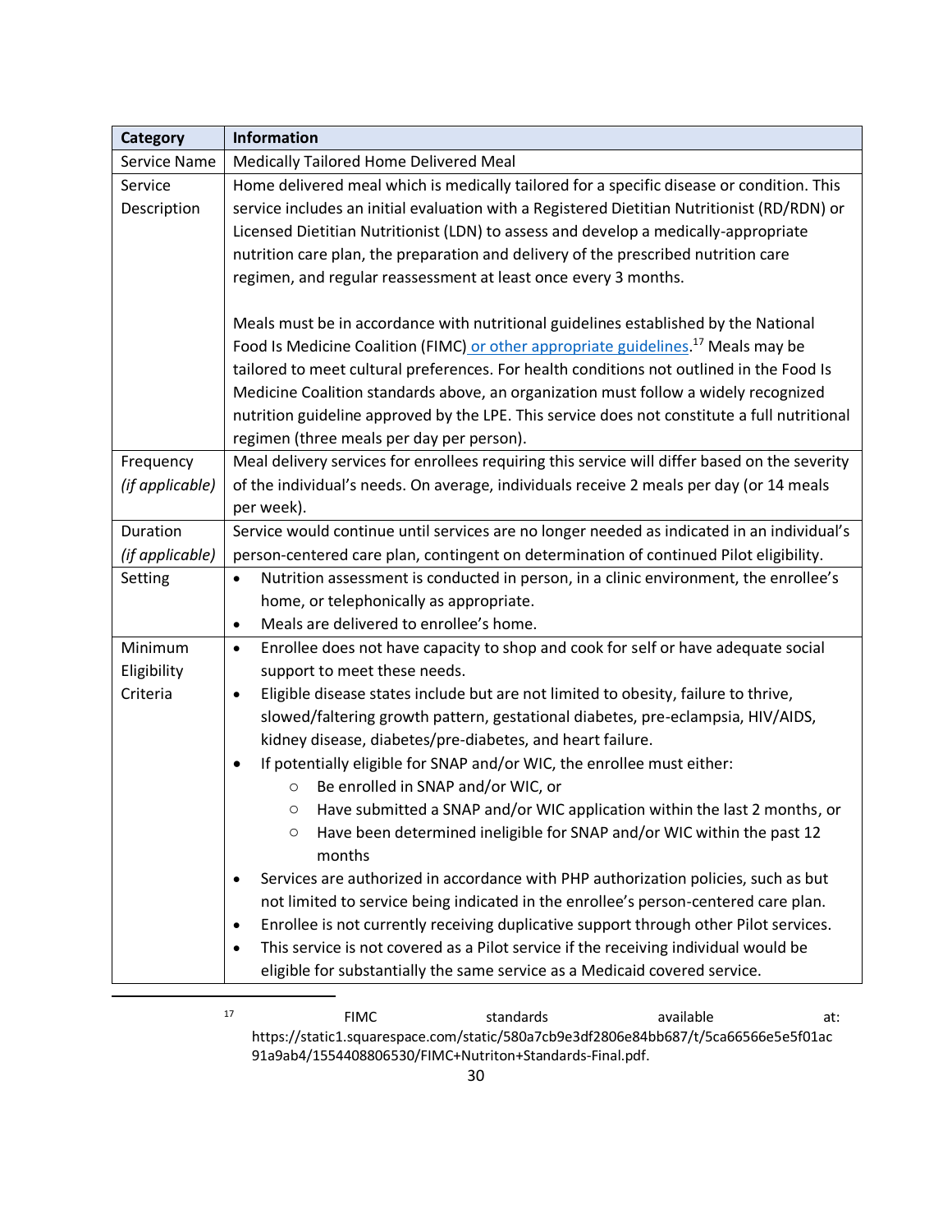| Category | Information |
|---|---|
| Service Name | Medically Tailored Home Delivered Meal |
| Service Description | Home delivered meal which is medically tailored for a specific disease or condition. This service includes an initial evaluation with a Registered Dietitian Nutritionist (RD/RDN) or Licensed Dietitian Nutritionist (LDN) to assess and develop a medically-appropriate nutrition care plan, the preparation and delivery of the prescribed nutrition care regimen, and regular reassessment at least once every 3 months.<br><br>Meals must be in accordance with nutritional guidelines established by the National Food Is Medicine Coalition (FIMC) or other appropriate guidelines.[17] Meals may be tailored to meet cultural preferences. For health conditions not outlined in the Food Is Medicine Coalition standards above, an organization must follow a widely recognized nutrition guideline approved by the LPE. This service does not constitute a full nutritional regimen (three meals per day per person). |
| Frequency *(if applicable)* | Meal delivery services for enrollees requiring this service will differ based on the severity of the individual's needs. On average, individuals receive 2 meals per day (or 14 meals per week). |
| Duration *(if applicable)* | Service would continue until services are no longer needed as indicated in an individual's person-centered care plan, contingent on determination of continued Pilot eligibility. |
| Setting | • Nutrition assessment is conducted in person, in a clinic environment, the enrollee's home, or telephonically as appropriate.<br>• Meals are delivered to enrollee's home. |
| Minimum Eligibility Criteria | • Enrollee does not have capacity to shop and cook for self or have adequate social support to meet these needs.<br>• Eligible disease states include but are not limited to obesity, failure to thrive, slowed/faltering growth pattern, gestational diabetes, pre-eclampsia, HIV/AIDS, kidney disease, diabetes/pre-diabetes, and heart failure.<br>• If potentially eligible for SNAP and/or WIC, the enrollee must either:<br>&nbsp;&nbsp;○ Be enrolled in SNAP and/or WIC, or<br>&nbsp;&nbsp;○ Have submitted a SNAP and/or WIC application within the last 2 months, or<br>&nbsp;&nbsp;○ Have been determined ineligible for SNAP and/or WIC within the past 12 months<br>• Services are authorized in accordance with PHP authorization policies, such as but not limited to service being indicated in the enrollee's person-centered care plan.<br>• Enrollee is not currently receiving duplicative support through other Pilot services.<br>• This service is not covered as a Pilot service if the receiving individual would be eligible for substantially the same service as a Medicaid covered service. |

[17] FIMC standards available at: https://static1.squarespace.com/static/580a7cb9e3df2806e84bb687/t/5ca66566e5e5f01ac91a9ab4/1554408806530/FIMC+Nutriton+Standards-Final.pdf.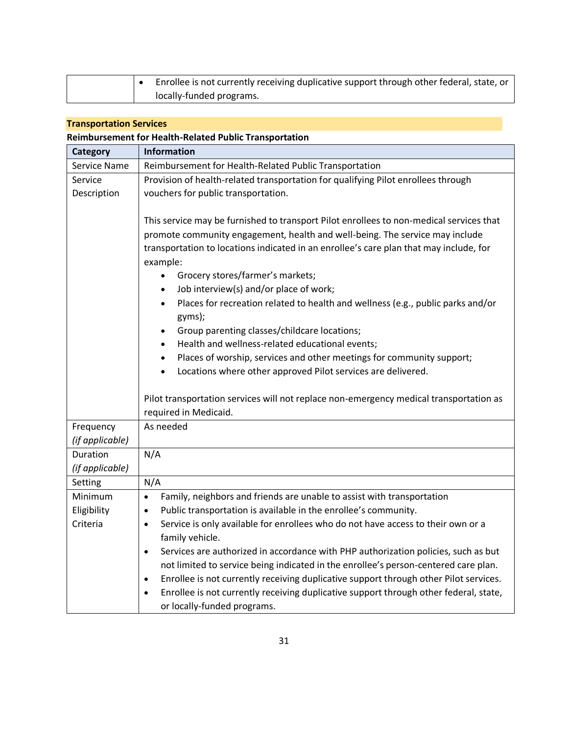| | |
|---|---|
| | • Enrollee is not currently receiving duplicative support through other federal, state, or locally-funded programs. |

**Transportation Services**

**Reimbursement for Health-Related Public Transportation**

| Category | Information |
|---|---|
| Service Name | Reimbursement for Health-Related Public Transportation |
| Service Description | Provision of health-related transportation for qualifying Pilot enrollees through vouchers for public transportation.<br><br>This service may be furnished to transport Pilot enrollees to non-medical services that promote community engagement, health and well-being. The service may include transportation to locations indicated in an enrollee's care plan that may include, for example:<br>• Grocery stores/farmer's markets;<br>• Job interview(s) and/or place of work;<br>• Places for recreation related to health and wellness (e.g., public parks and/or gyms);<br>• Group parenting classes/childcare locations;<br>• Health and wellness-related educational events;<br>• Places of worship, services and other meetings for community support;<br>• Locations where other approved Pilot services are delivered.<br><br>Pilot transportation services will not replace non-emergency medical transportation as required in Medicaid. |
| Frequency *(if applicable)* | As needed |
| Duration *(if applicable)* | N/A |
| Setting | N/A |
| Minimum Eligibility Criteria | • Family, neighbors and friends are unable to assist with transportation<br>• Public transportation is available in the enrollee's community.<br>• Service is only available for enrollees who do not have access to their own or a family vehicle.<br>• Services are authorized in accordance with PHP authorization policies, such as but not limited to service being indicated in the enrollee's person-centered care plan.<br>• Enrollee is not currently receiving duplicative support through other Pilot services.<br>• Enrollee is not currently receiving duplicative support through other federal, state, or locally-funded programs. |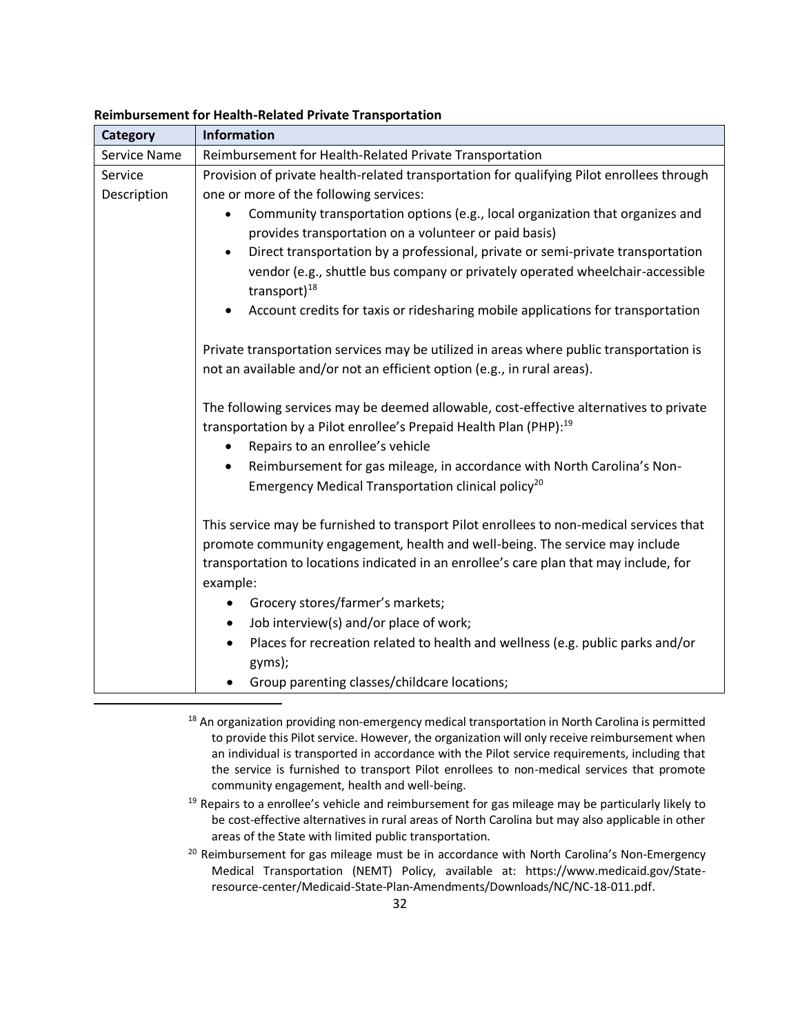**Reimbursement for Health-Related Private Transportation**

| Category | Information |
|---|---|
| Service Name | Reimbursement for Health-Related Private Transportation |
| Service Description | Provision of private health-related transportation for qualifying Pilot enrollees through one or more of the following services:<br>• Community transportation options (e.g., local organization that organizes and provides transportation on a volunteer or paid basis)<br>• Direct transportation by a professional, private or semi-private transportation vendor (e.g., shuttle bus company or privately operated wheelchair-accessible transport)[18]<br>• Account credits for taxis or ridesharing mobile applications for transportation<br><br>Private transportation services may be utilized in areas where public transportation is not an available and/or not an efficient option (e.g., in rural areas).<br><br>The following services may be deemed allowable, cost-effective alternatives to private transportation by a Pilot enrollee's Prepaid Health Plan (PHP):[19]<br>• Repairs to an enrollee's vehicle<br>• Reimbursement for gas mileage, in accordance with North Carolina's Non-Emergency Medical Transportation clinical policy[20]<br><br>This service may be furnished to transport Pilot enrollees to non-medical services that promote community engagement, health and well-being. The service may include transportation to locations indicated in an enrollee's care plan that may include, for example:<br>• Grocery stores/farmer's markets;<br>• Job interview(s) and/or place of work;<br>• Places for recreation related to health and wellness (e.g. public parks and/or gyms);<br>• Group parenting classes/childcare locations; |

[18] An organization providing non-emergency medical transportation in North Carolina is permitted to provide this Pilot service. However, the organization will only receive reimbursement when an individual is transported in accordance with the Pilot service requirements, including that the service is furnished to transport Pilot enrollees to non-medical services that promote community engagement, health and well-being.

[19] Repairs to a enrollee's vehicle and reimbursement for gas mileage may be particularly likely to be cost-effective alternatives in rural areas of North Carolina but may also applicable in other areas of the State with limited public transportation.

[20] Reimbursement for gas mileage must be in accordance with North Carolina's Non-Emergency Medical Transportation (NEMT) Policy, available at: https://www.medicaid.gov/State-resource-center/Medicaid-State-Plan-Amendments/Downloads/NC/NC-18-011.pdf.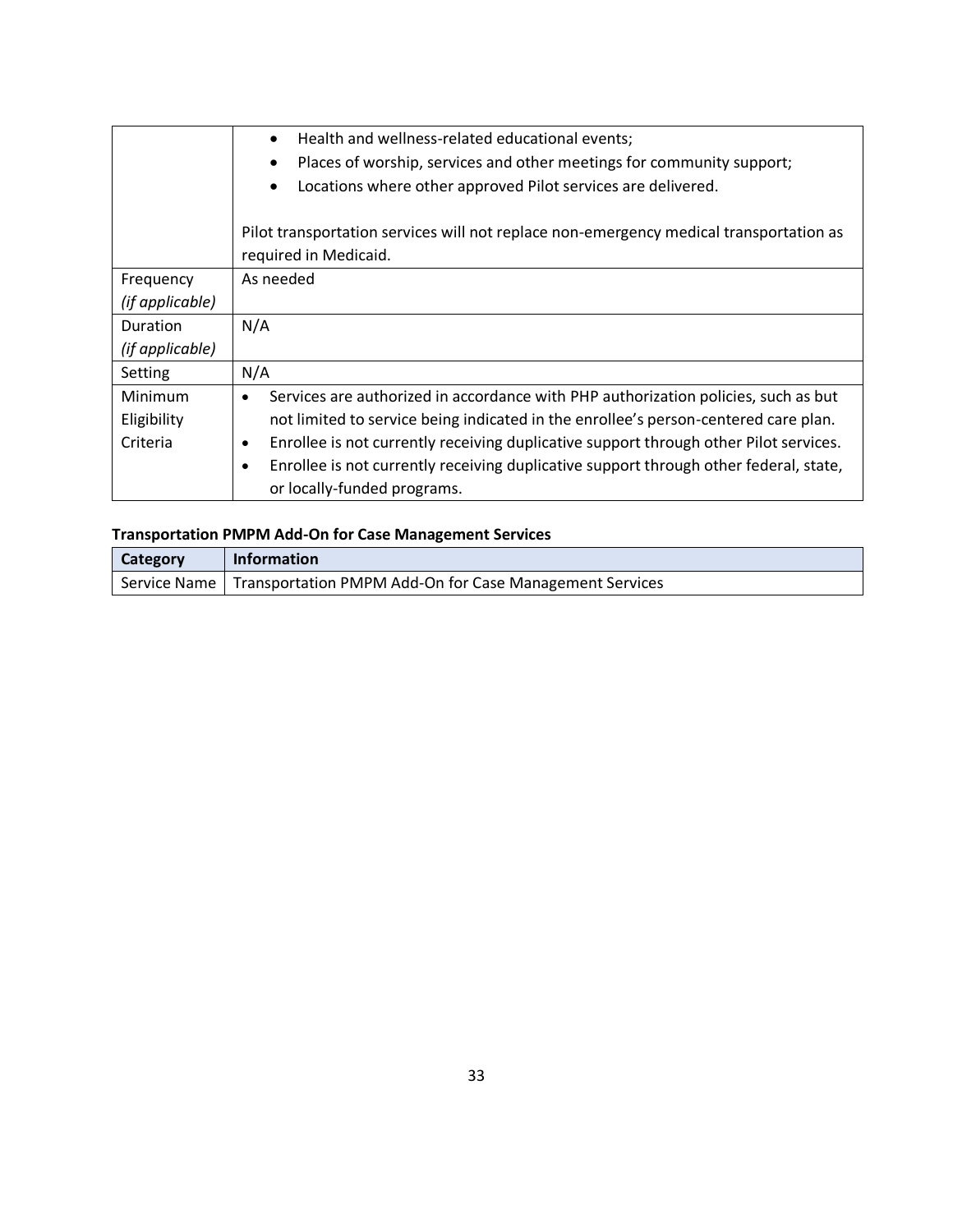| | |
|---|---|
| | • Health and wellness-related educational events;<br>• Places of worship, services and other meetings for community support;<br>• Locations where other approved Pilot services are delivered.<br><br>Pilot transportation services will not replace non-emergency medical transportation as required in Medicaid. |
| Frequency *(if applicable)* | As needed |
| Duration *(if applicable)* | N/A |
| Setting | N/A |
| Minimum Eligibility Criteria | • Services are authorized in accordance with PHP authorization policies, such as but not limited to service being indicated in the enrollee's person-centered care plan.<br>• Enrollee is not currently receiving duplicative support through other Pilot services.<br>• Enrollee is not currently receiving duplicative support through other federal, state, or locally-funded programs. |

**Transportation PMPM Add-On for Case Management Services**

| Category | Information |
|---|---|
| Service Name | Transportation PMPM Add-On for Case Management Services |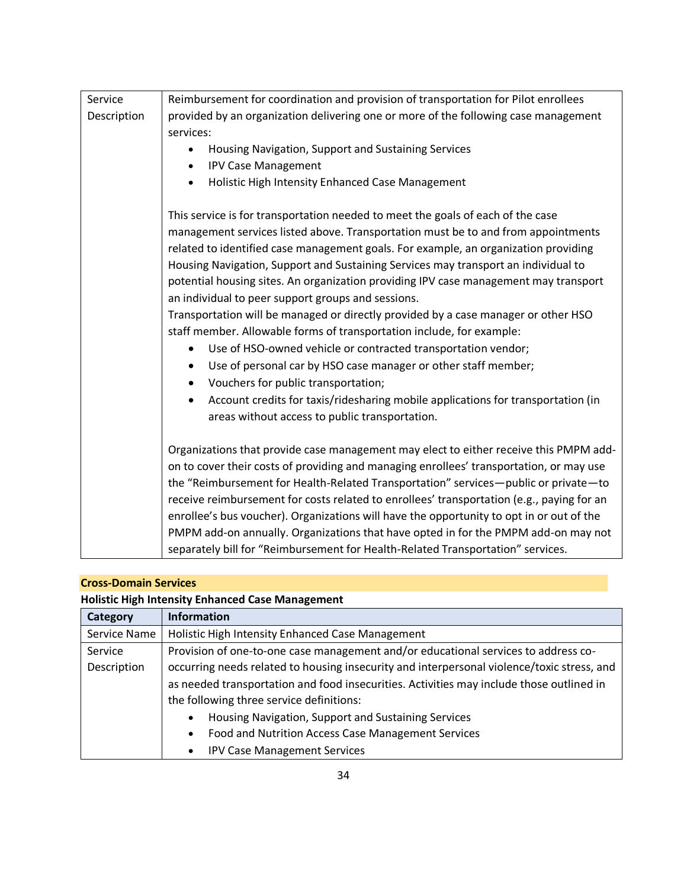| | |
|---|---|
| Service Description | Reimbursement for coordination and provision of transportation for Pilot enrollees provided by an organization delivering one or more of the following case management services:<br>• Housing Navigation, Support and Sustaining Services<br>• IPV Case Management<br>• Holistic High Intensity Enhanced Case Management<br><br>This service is for transportation needed to meet the goals of each of the case management services listed above. Transportation must be to and from appointments related to identified case management goals. For example, an organization providing Housing Navigation, Support and Sustaining Services may transport an individual to potential housing sites. An organization providing IPV case management may transport an individual to peer support groups and sessions.<br>Transportation will be managed or directly provided by a case manager or other HSO staff member. Allowable forms of transportation include, for example:<br>• Use of HSO-owned vehicle or contracted transportation vendor;<br>• Use of personal car by HSO case manager or other staff member;<br>• Vouchers for public transportation;<br>• Account credits for taxis/ridesharing mobile applications for transportation (in areas without access to public transportation.<br><br>Organizations that provide case management may elect to either receive this PMPM add-on to cover their costs of providing and managing enrollees' transportation, or may use the "Reimbursement for Health-Related Transportation" services—public or private—to receive reimbursement for costs related to enrollees' transportation (e.g., paying for an enrollee's bus voucher). Organizations will have the opportunity to opt in or out of the PMPM add-on annually. Organizations that have opted in for the PMPM add-on may not separately bill for "Reimbursement for Health-Related Transportation" services. |

## Cross-Domain Services

**Holistic High Intensity Enhanced Case Management**

| Category | Information |
|---|---|
| Service Name | Holistic High Intensity Enhanced Case Management |
| Service Description | Provision of one-to-one case management and/or educational services to address co-occurring needs related to housing insecurity and interpersonal violence/toxic stress, and as needed transportation and food insecurities. Activities may include those outlined in the following three service definitions:<br>• Housing Navigation, Support and Sustaining Services<br>• Food and Nutrition Access Case Management Services<br>• IPV Case Management Services |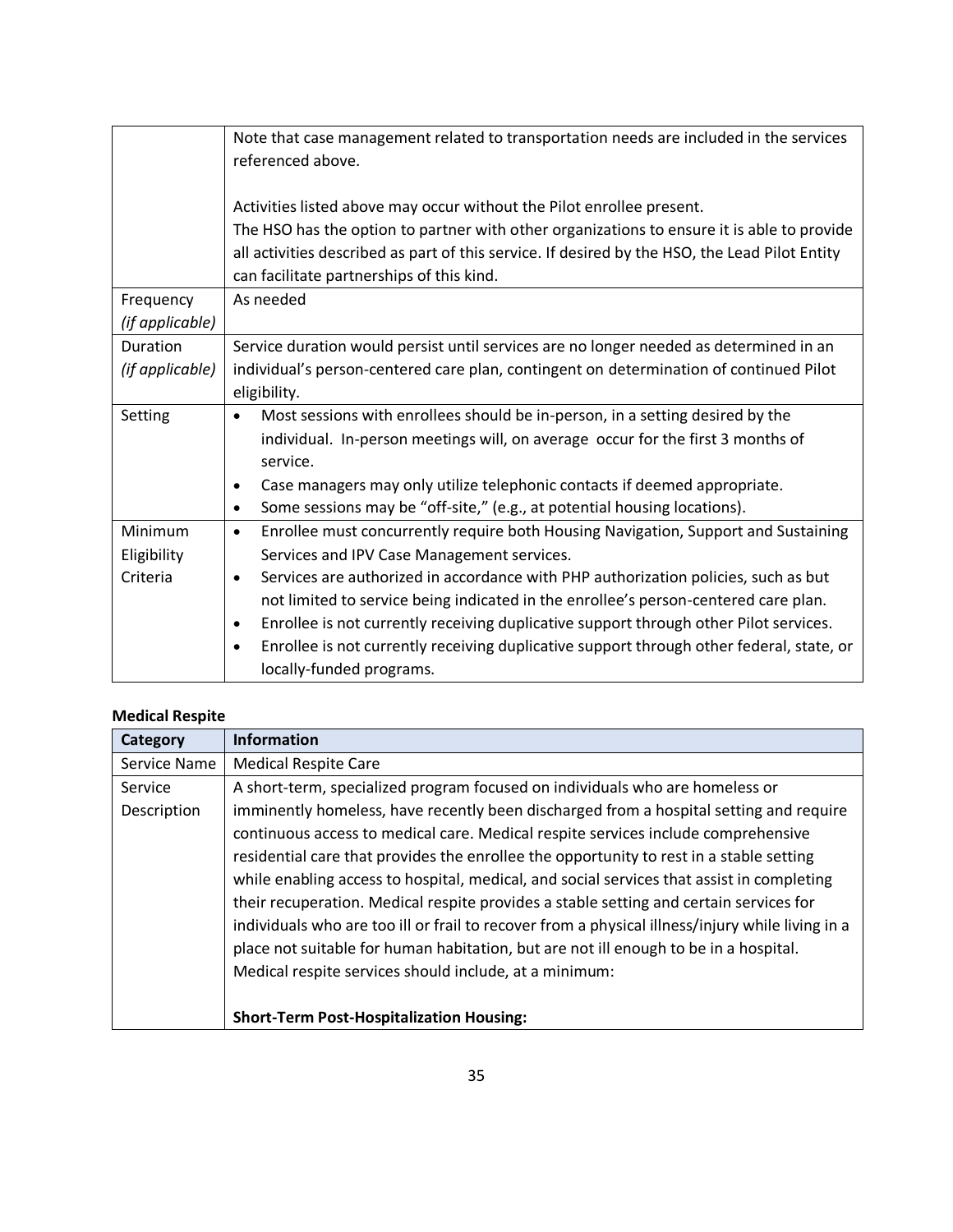| | |
|---|---|
| | Note that case management related to transportation needs are included in the services referenced above.<br><br>Activities listed above may occur without the Pilot enrollee present.<br>The HSO has the option to partner with other organizations to ensure it is able to provide all activities described as part of this service. If desired by the HSO, the Lead Pilot Entity can facilitate partnerships of this kind. |
| Frequency *(if applicable)* | As needed |
| Duration *(if applicable)* | Service duration would persist until services are no longer needed as determined in an individual's person-centered care plan, contingent on determination of continued Pilot eligibility. |
| Setting | • Most sessions with enrollees should be in-person, in a setting desired by the individual. In-person meetings will, on average occur for the first 3 months of service.<br>• Case managers may only utilize telephonic contacts if deemed appropriate.<br>• Some sessions may be "off-site," (e.g., at potential housing locations). |
| Minimum Eligibility Criteria | • Enrollee must concurrently require both Housing Navigation, Support and Sustaining Services and IPV Case Management services.<br>• Services are authorized in accordance with PHP authorization policies, such as but not limited to service being indicated in the enrollee's person-centered care plan.<br>• Enrollee is not currently receiving duplicative support through other Pilot services.<br>• Enrollee is not currently receiving duplicative support through other federal, state, or locally-funded programs. |

**Medical Respite**

| Category | Information |
|---|---|
| Service Name | Medical Respite Care |
| Service Description | A short-term, specialized program focused on individuals who are homeless or imminently homeless, have recently been discharged from a hospital setting and require continuous access to medical care. Medical respite services include comprehensive residential care that provides the enrollee the opportunity to rest in a stable setting while enabling access to hospital, medical, and social services that assist in completing their recuperation. Medical respite provides a stable setting and certain services for individuals who are too ill or frail to recover from a physical illness/injury while living in a place not suitable for human habitation, but are not ill enough to be in a hospital. Medical respite services should include, at a minimum:<br><br>**Short-Term Post-Hospitalization Housing:** |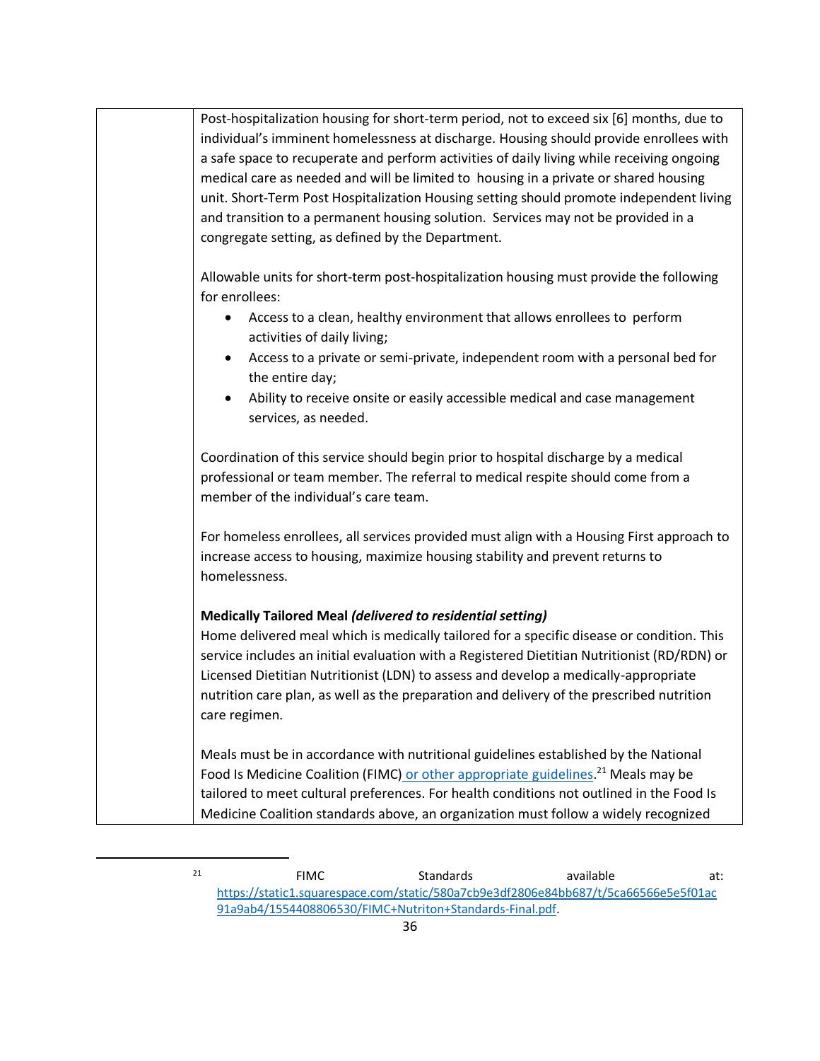| | |
|---|---|
| | Post-hospitalization housing for short-term period, not to exceed six [6] months, due to individual's imminent homelessness at discharge. Housing should provide enrollees with a safe space to recuperate and perform activities of daily living while receiving ongoing medical care as needed and will be limited to housing in a private or shared housing unit. Short-Term Post Hospitalization Housing setting should promote independent living and transition to a permanent housing solution. Services may not be provided in a congregate setting, as defined by the Department.<br><br>Allowable units for short-term post-hospitalization housing must provide the following for enrollees:<br>• Access to a clean, healthy environment that allows enrollees to perform activities of daily living;<br>• Access to a private or semi-private, independent room with a personal bed for the entire day;<br>• Ability to receive onsite or easily accessible medical and case management services, as needed.<br><br>Coordination of this service should begin prior to hospital discharge by a medical professional or team member. The referral to medical respite should come from a member of the individual's care team.<br><br>For homeless enrollees, all services provided must align with a Housing First approach to increase access to housing, maximize housing stability and prevent returns to homelessness.<br><br>**Medically Tailored Meal *(delivered to residential setting)***<br>Home delivered meal which is medically tailored for a specific disease or condition. This service includes an initial evaluation with a Registered Dietitian Nutritionist (RD/RDN) or Licensed Dietitian Nutritionist (LDN) to assess and develop a medically-appropriate nutrition care plan, as well as the preparation and delivery of the prescribed nutrition care regimen.<br><br>Meals must be in accordance with nutritional guidelines established by the National Food Is Medicine Coalition (FIMC) or other appropriate guidelines.[21] Meals may be tailored to meet cultural preferences. For health conditions not outlined in the Food Is Medicine Coalition standards above, an organization must follow a widely recognized |

[21] FIMC Standards available at: https://static1.squarespace.com/static/580a7cb9e3df2806e84bb687/t/5ca66566e5e5f01ac91a9ab4/1554408806530/FIMC+Nutriton+Standards-Final.pdf.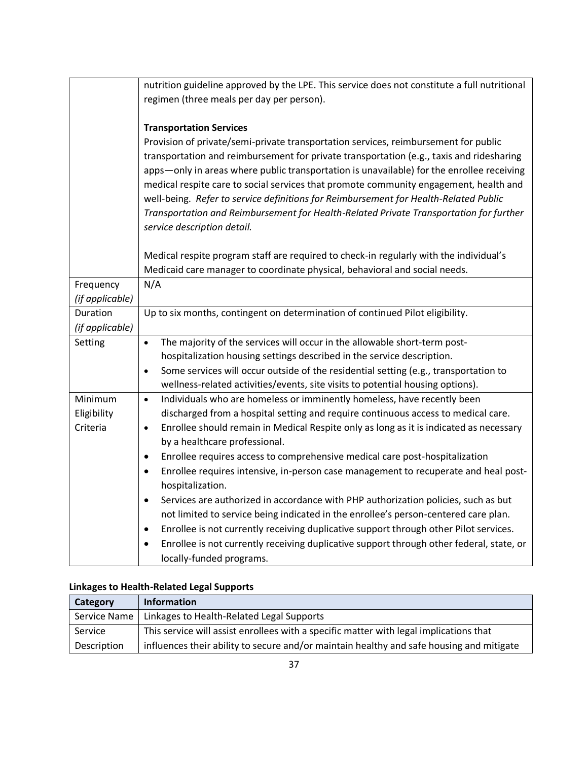| | |
|---|---|
| | nutrition guideline approved by the LPE. This service does not constitute a full nutritional regimen (three meals per day per person).<br><br>**Transportation Services**<br>Provision of private/semi-private transportation services, reimbursement for public transportation and reimbursement for private transportation (e.g., taxis and ridesharing apps—only in areas where public transportation is unavailable) for the enrollee receiving medical respite care to social services that promote community engagement, health and well-being. *Refer to service definitions for Reimbursement for Health-Related Public Transportation and Reimbursement for Health-Related Private Transportation for further service description detail.*<br><br>Medical respite program staff are required to check-in regularly with the individual's Medicaid care manager to coordinate physical, behavioral and social needs. |
| Frequency *(if applicable)* | N/A |
| Duration *(if applicable)* | Up to six months, contingent on determination of continued Pilot eligibility. |
| Setting | • The majority of the services will occur in the allowable short-term post-hospitalization housing settings described in the service description.<br>• Some services will occur outside of the residential setting (e.g., transportation to wellness-related activities/events, site visits to potential housing options). |
| Minimum Eligibility Criteria | • Individuals who are homeless or imminently homeless, have recently been discharged from a hospital setting and require continuous access to medical care.<br>• Enrollee should remain in Medical Respite only as long as it is indicated as necessary by a healthcare professional.<br>• Enrollee requires access to comprehensive medical care post-hospitalization<br>• Enrollee requires intensive, in-person case management to recuperate and heal post-hospitalization.<br>• Services are authorized in accordance with PHP authorization policies, such as but not limited to service being indicated in the enrollee's person-centered care plan.<br>• Enrollee is not currently receiving duplicative support through other Pilot services.<br>• Enrollee is not currently receiving duplicative support through other federal, state, or locally-funded programs. |

**Linkages to Health-Related Legal Supports**

| Category | Information |
|---|---|
| Service Name | Linkages to Health-Related Legal Supports |
| Service Description | This service will assist enrollees with a specific matter with legal implications that influences their ability to secure and/or maintain healthy and safe housing and mitigate |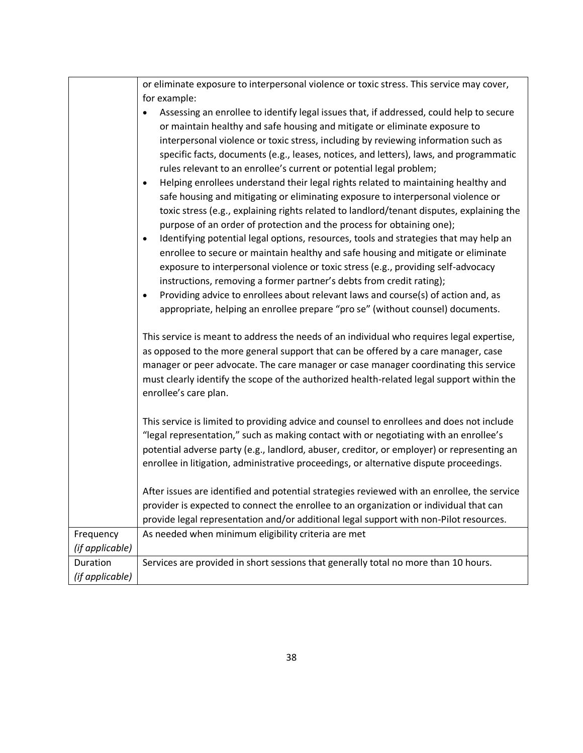| | |
|---|---|
| | or eliminate exposure to interpersonal violence or toxic stress. This service may cover, for example:<br>• Assessing an enrollee to identify legal issues that, if addressed, could help to secure or maintain healthy and safe housing and mitigate or eliminate exposure to interpersonal violence or toxic stress, including by reviewing information such as specific facts, documents (e.g., leases, notices, and letters), laws, and programmatic rules relevant to an enrollee's current or potential legal problem;<br>• Helping enrollees understand their legal rights related to maintaining healthy and safe housing and mitigating or eliminating exposure to interpersonal violence or toxic stress (e.g., explaining rights related to landlord/tenant disputes, explaining the purpose of an order of protection and the process for obtaining one);<br>• Identifying potential legal options, resources, tools and strategies that may help an enrollee to secure or maintain healthy and safe housing and mitigate or eliminate exposure to interpersonal violence or toxic stress (e.g., providing self-advocacy instructions, removing a former partner's debts from credit rating);<br>• Providing advice to enrollees about relevant laws and course(s) of action and, as appropriate, helping an enrollee prepare "pro se" (without counsel) documents.<br><br>This service is meant to address the needs of an individual who requires legal expertise, as opposed to the more general support that can be offered by a care manager, case manager or peer advocate. The care manager or case manager coordinating this service must clearly identify the scope of the authorized health-related legal support within the enrollee's care plan.<br><br>This service is limited to providing advice and counsel to enrollees and does not include "legal representation," such as making contact with or negotiating with an enrollee's potential adverse party (e.g., landlord, abuser, creditor, or employer) or representing an enrollee in litigation, administrative proceedings, or alternative dispute proceedings.<br><br>After issues are identified and potential strategies reviewed with an enrollee, the service provider is expected to connect the enrollee to an organization or individual that can provide legal representation and/or additional legal support with non-Pilot resources. |
| Frequency *(if applicable)* | As needed when minimum eligibility criteria are met |
| Duration *(if applicable)* | Services are provided in short sessions that generally total no more than 10 hours. |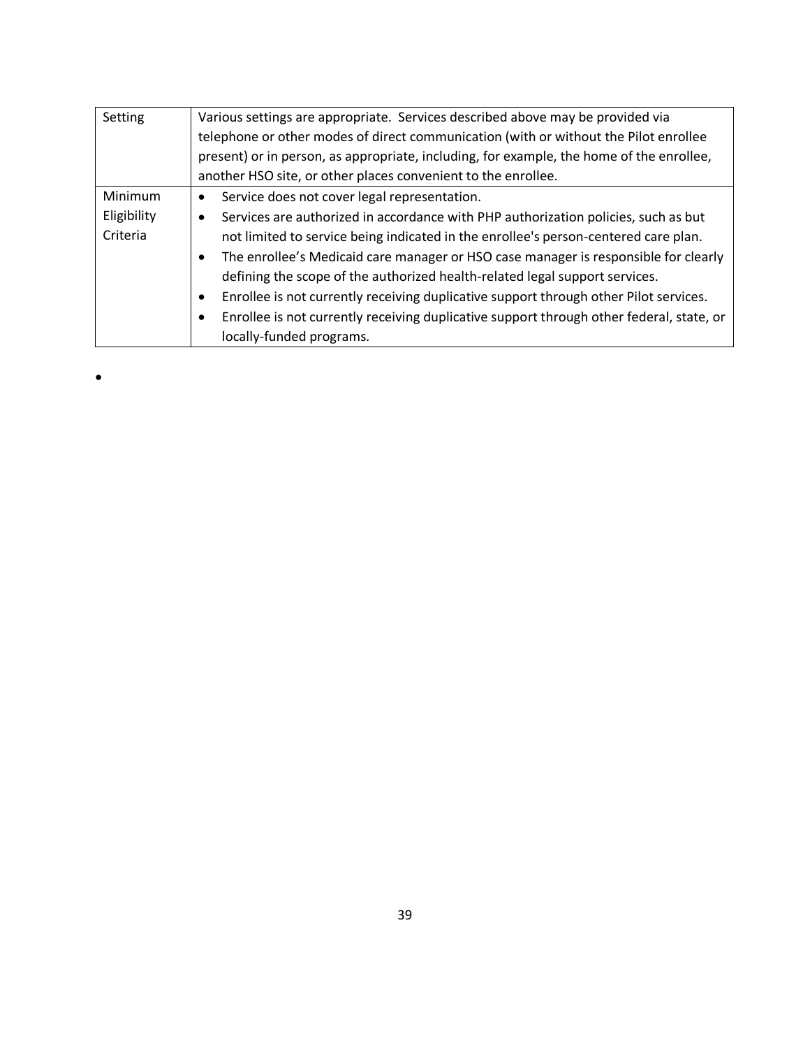| | |
|---|---|
| Setting | Various settings are appropriate. Services described above may be provided via telephone or other modes of direct communication (with or without the Pilot enrollee present) or in person, as appropriate, including, for example, the home of the enrollee, another HSO site, or other places convenient to the enrollee. |
| Minimum Eligibility Criteria | • Service does not cover legal representation.<br>• Services are authorized in accordance with PHP authorization policies, such as but not limited to service being indicated in the enrollee's person-centered care plan.<br>• The enrollee's Medicaid care manager or HSO case manager is responsible for clearly defining the scope of the authorized health-related legal support services.<br>• Enrollee is not currently receiving duplicative support through other Pilot services.<br>• Enrollee is not currently receiving duplicative support through other federal, state, or locally-funded programs. |

•